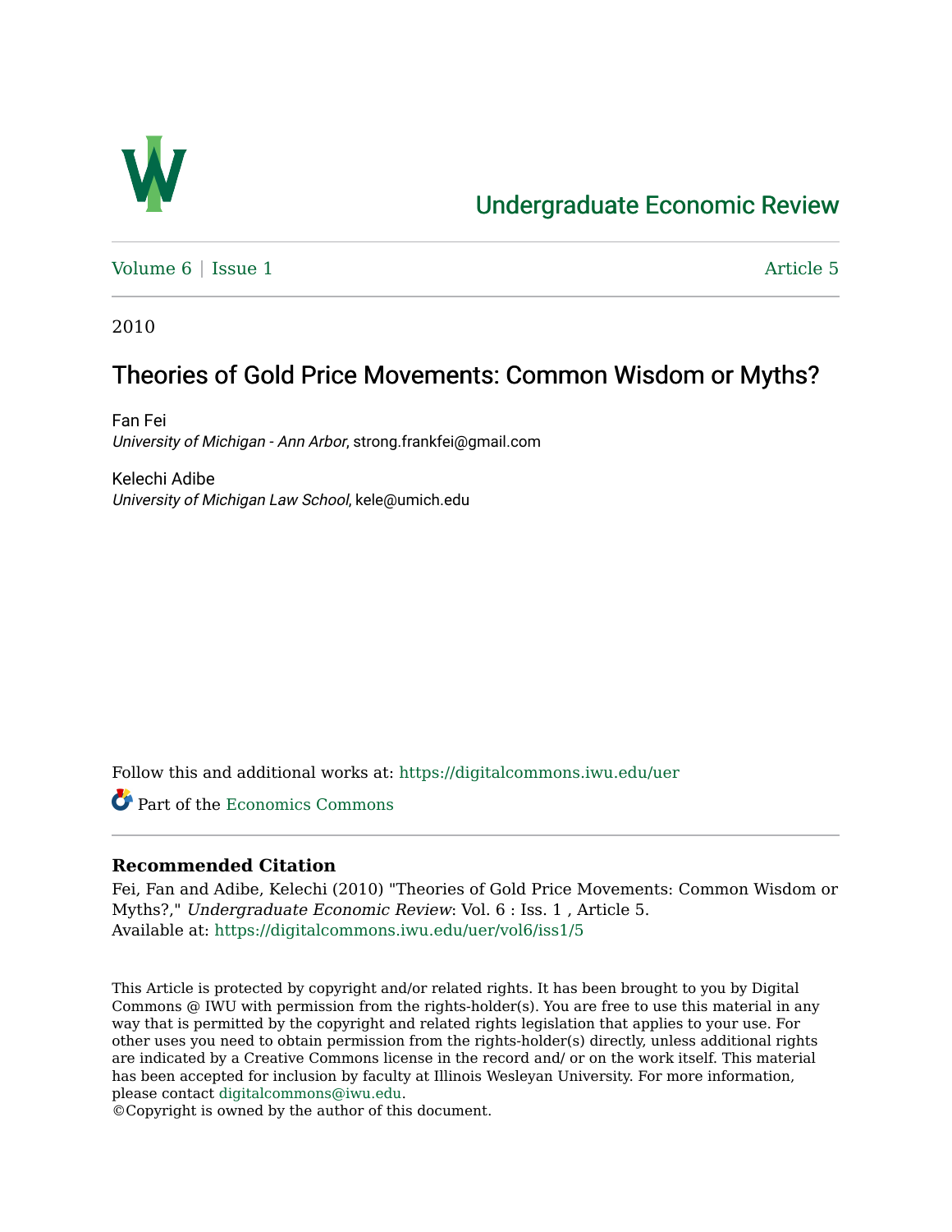Undergraduate Economic Review

Volume 6 | Issue 1 Article 5

2010

# Theories of Gold Price Movements: Common Wisdom or Myths?

Fan Fei
*University of Michigan - Ann Arbor*, strong.frankfei@gmail.com

Kelechi Adibe
*University of Michigan Law School*, kele@umich.edu

Follow this and additional works at: https://digitalcommons.iwu.edu/uer

Part of the Economics Commons

## Recommended Citation

Fei, Fan and Adibe, Kelechi (2010) "Theories of Gold Price Movements: Common Wisdom or Myths?," *Undergraduate Economic Review*: Vol. 6 : Iss. 1 , Article 5.
Available at: https://digitalcommons.iwu.edu/uer/vol6/iss1/5

This Article is protected by copyright and/or related rights. It has been brought to you by Digital Commons @ IWU with permission from the rights-holder(s). You are free to use this material in any way that is permitted by the copyright and related rights legislation that applies to your use. For other uses you need to obtain permission from the rights-holder(s) directly, unless additional rights are indicated by a Creative Commons license in the record and/ or on the work itself. This material has been accepted for inclusion by faculty at Illinois Wesleyan University. For more information, please contact digitalcommons@iwu.edu.
©Copyright is owned by the author of this document.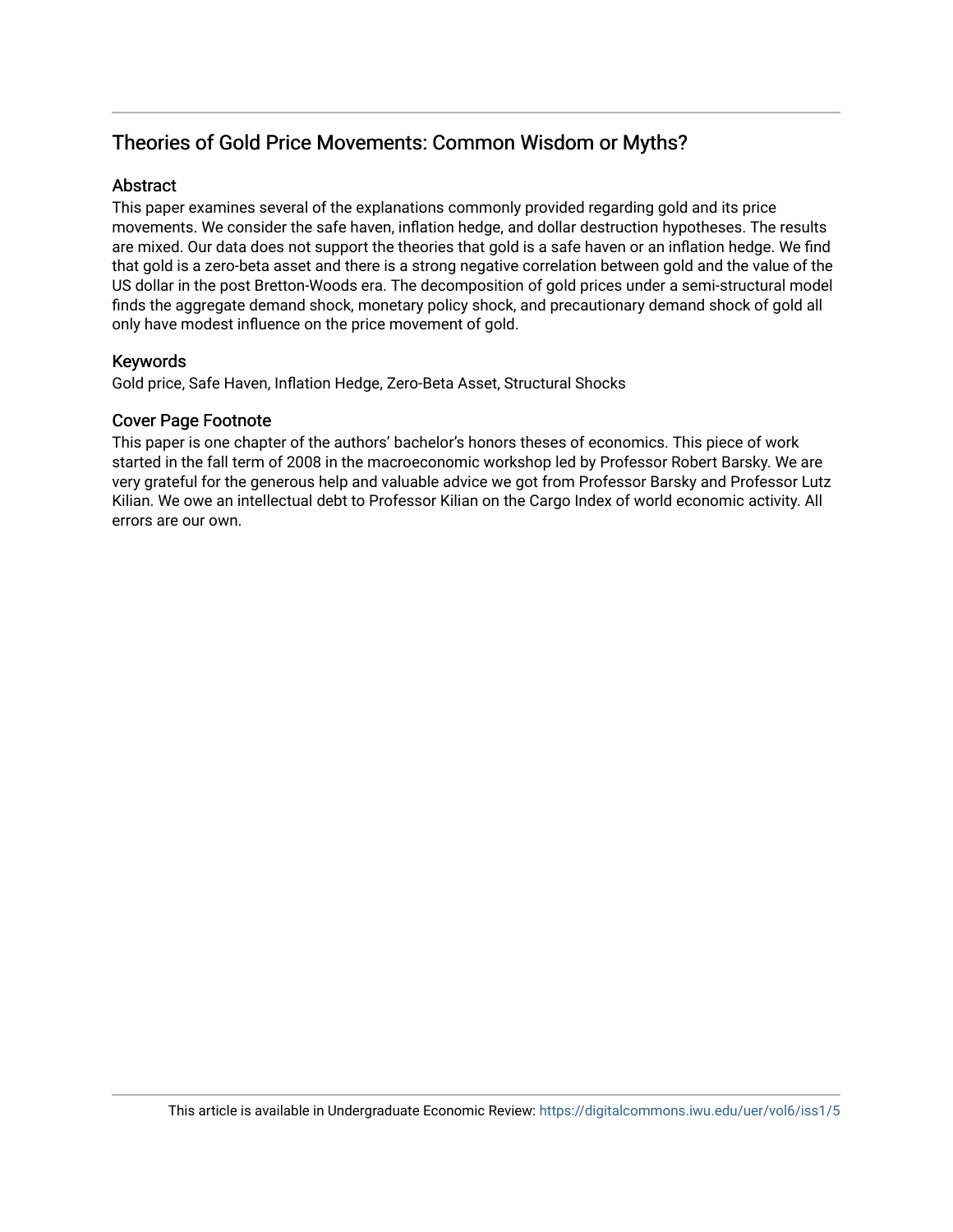# Theories of Gold Price Movements: Common Wisdom or Myths?

## Abstract

This paper examines several of the explanations commonly provided regarding gold and its price movements. We consider the safe haven, inflation hedge, and dollar destruction hypotheses. The results are mixed. Our data does not support the theories that gold is a safe haven or an inflation hedge. We find that gold is a zero-beta asset and there is a strong negative correlation between gold and the value of the US dollar in the post Bretton-Woods era. The decomposition of gold prices under a semi-structural model finds the aggregate demand shock, monetary policy shock, and precautionary demand shock of gold all only have modest influence on the price movement of gold.

## Keywords

Gold price, Safe Haven, Inflation Hedge, Zero-Beta Asset, Structural Shocks

## Cover Page Footnote

This paper is one chapter of the authors' bachelor's honors theses of economics. This piece of work started in the fall term of 2008 in the macroeconomic workshop led by Professor Robert Barsky. We are very grateful for the generous help and valuable advice we got from Professor Barsky and Professor Lutz Kilian. We owe an intellectual debt to Professor Kilian on the Cargo Index of world economic activity. All errors are our own.

This article is available in Undergraduate Economic Review: https://digitalcommons.iwu.edu/uer/vol6/iss1/5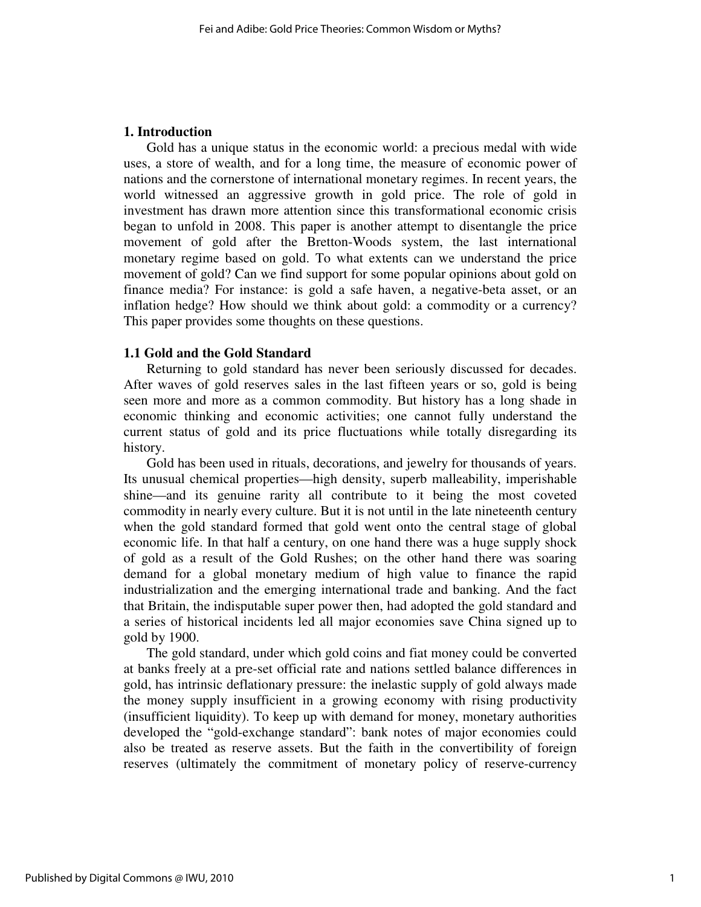## 1. Introduction

Gold has a unique status in the economic world: a precious medal with wide uses, a store of wealth, and for a long time, the measure of economic power of nations and the cornerstone of international monetary regimes. In recent years, the world witnessed an aggressive growth in gold price. The role of gold in investment has drawn more attention since this transformational economic crisis began to unfold in 2008. This paper is another attempt to disentangle the price movement of gold after the Bretton-Woods system, the last international monetary regime based on gold. To what extents can we understand the price movement of gold? Can we find support for some popular opinions about gold on finance media? For instance: is gold a safe haven, a negative-beta asset, or an inflation hedge? How should we think about gold: a commodity or a currency? This paper provides some thoughts on these questions.

### 1.1 Gold and the Gold Standard

Returning to gold standard has never been seriously discussed for decades. After waves of gold reserves sales in the last fifteen years or so, gold is being seen more and more as a common commodity. But history has a long shade in economic thinking and economic activities; one cannot fully understand the current status of gold and its price fluctuations while totally disregarding its history.

Gold has been used in rituals, decorations, and jewelry for thousands of years. Its unusual chemical properties—high density, superb malleability, imperishable shine—and its genuine rarity all contribute to it being the most coveted commodity in nearly every culture. But it is not until in the late nineteenth century when the gold standard formed that gold went onto the central stage of global economic life. In that half a century, on one hand there was a huge supply shock of gold as a result of the Gold Rushes; on the other hand there was soaring demand for a global monetary medium of high value to finance the rapid industrialization and the emerging international trade and banking. And the fact that Britain, the indisputable super power then, had adopted the gold standard and a series of historical incidents led all major economies save China signed up to gold by 1900.

The gold standard, under which gold coins and fiat money could be converted at banks freely at a pre-set official rate and nations settled balance differences in gold, has intrinsic deflationary pressure: the inelastic supply of gold always made the money supply insufficient in a growing economy with rising productivity (insufficient liquidity). To keep up with demand for money, monetary authorities developed the "gold-exchange standard": bank notes of major economies could also be treated as reserve assets. But the faith in the convertibility of foreign reserves (ultimately the commitment of monetary policy of reserve-currency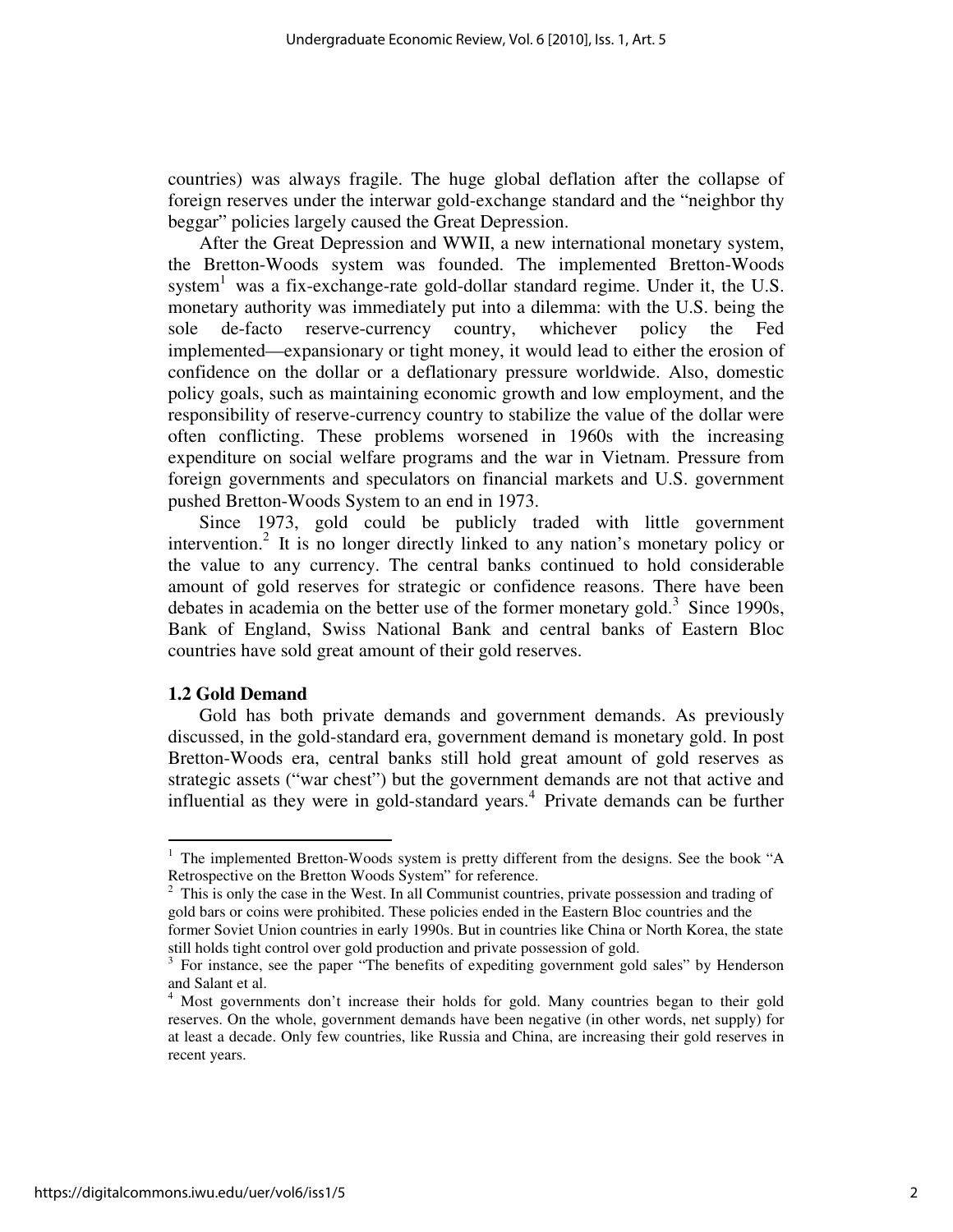countries) was always fragile. The huge global deflation after the collapse of foreign reserves under the interwar gold-exchange standard and the "neighbor thy beggar" policies largely caused the Great Depression.

After the Great Depression and WWII, a new international monetary system, the Bretton-Woods system was founded. The implemented Bretton-Woods system[1] was a fix-exchange-rate gold-dollar standard regime. Under it, the U.S. monetary authority was immediately put into a dilemma: with the U.S. being the sole de-facto reserve-currency country, whichever policy the Fed implemented—expansionary or tight money, it would lead to either the erosion of confidence on the dollar or a deflationary pressure worldwide. Also, domestic policy goals, such as maintaining economic growth and low employment, and the responsibility of reserve-currency country to stabilize the value of the dollar were often conflicting. These problems worsened in 1960s with the increasing expenditure on social welfare programs and the war in Vietnam. Pressure from foreign governments and speculators on financial markets and U.S. government pushed Bretton-Woods System to an end in 1973.

Since 1973, gold could be publicly traded with little government intervention.[2] It is no longer directly linked to any nation's monetary policy or the value to any currency. The central banks continued to hold considerable amount of gold reserves for strategic or confidence reasons. There have been debates in academia on the better use of the former monetary gold.[3] Since 1990s, Bank of England, Swiss National Bank and central banks of Eastern Bloc countries have sold great amount of their gold reserves.

### 1.2 Gold Demand

Gold has both private demands and government demands. As previously discussed, in the gold-standard era, government demand is monetary gold. In post Bretton-Woods era, central banks still hold great amount of gold reserves as strategic assets ("war chest") but the government demands are not that active and influential as they were in gold-standard years.[4] Private demands can be further

---

[1] The implemented Bretton-Woods system is pretty different from the designs. See the book "A Retrospective on the Bretton Woods System" for reference.

[2] This is only the case in the West. In all Communist countries, private possession and trading of gold bars or coins were prohibited. These policies ended in the Eastern Bloc countries and the former Soviet Union countries in early 1990s. But in countries like China or North Korea, the state still holds tight control over gold production and private possession of gold.

[3] For instance, see the paper "The benefits of expediting government gold sales" by Henderson and Salant et al.

[4] Most governments don't increase their holds for gold. Many countries began to their gold reserves. On the whole, government demands have been negative (in other words, net supply) for at least a decade. Only few countries, like Russia and China, are increasing their gold reserves in recent years.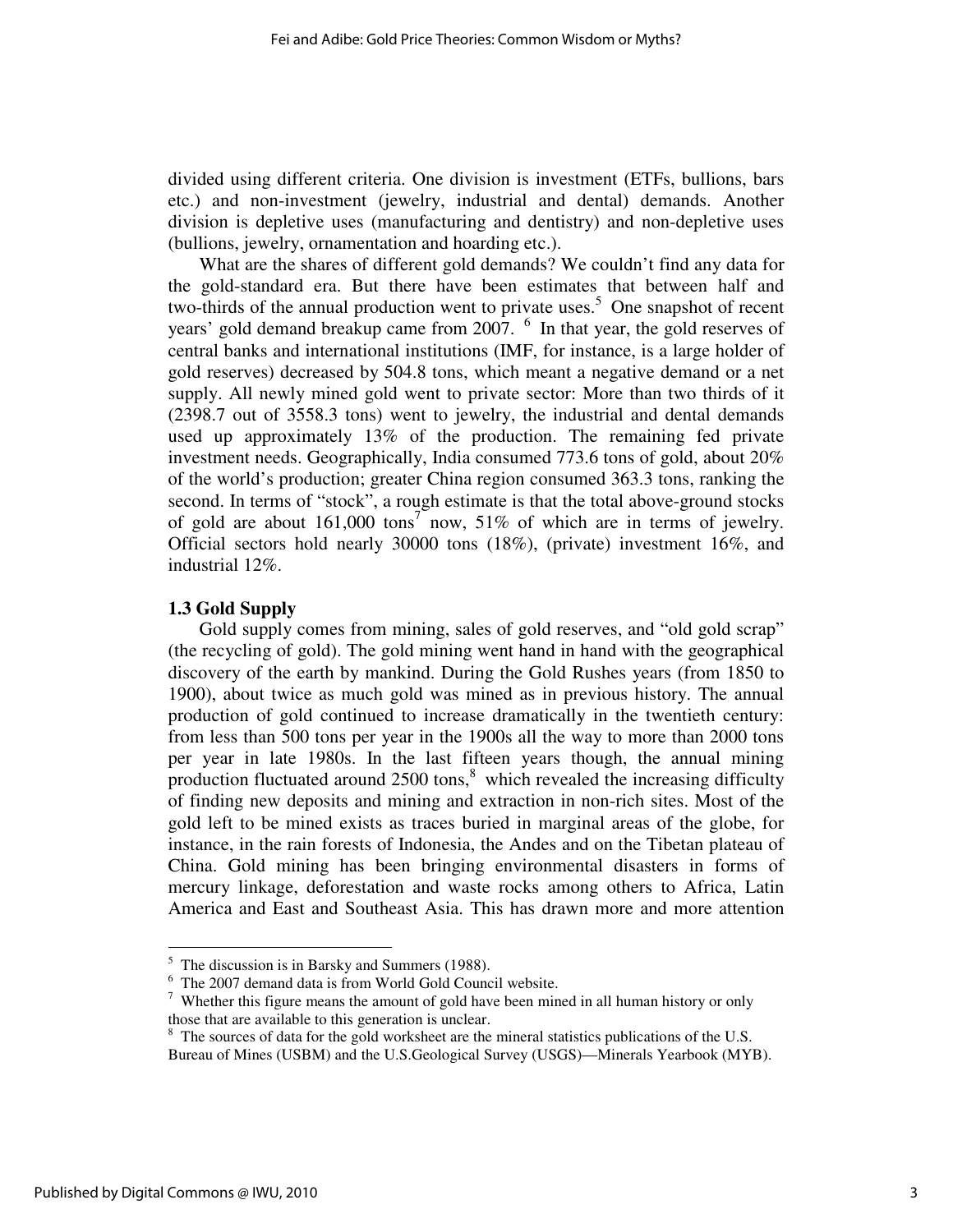divided using different criteria. One division is investment (ETFs, bullions, bars etc.) and non-investment (jewelry, industrial and dental) demands. Another division is depletive uses (manufacturing and dentistry) and non-depletive uses (bullions, jewelry, ornamentation and hoarding etc.).

What are the shares of different gold demands? We couldn't find any data for the gold-standard era. But there have been estimates that between half and two-thirds of the annual production went to private uses.[5] One snapshot of recent years' gold demand breakup came from 2007. [6] In that year, the gold reserves of central banks and international institutions (IMF, for instance, is a large holder of gold reserves) decreased by 504.8 tons, which meant a negative demand or a net supply. All newly mined gold went to private sector: More than two thirds of it (2398.7 out of 3558.3 tons) went to jewelry, the industrial and dental demands used up approximately 13% of the production. The remaining fed private investment needs. Geographically, India consumed 773.6 tons of gold, about 20% of the world's production; greater China region consumed 363.3 tons, ranking the second. In terms of "stock", a rough estimate is that the total above-ground stocks of gold are about 161,000 tons[7] now, 51% of which are in terms of jewelry. Official sectors hold nearly 30000 tons (18%), (private) investment 16%, and industrial 12%.

### 1.3 Gold Supply

Gold supply comes from mining, sales of gold reserves, and "old gold scrap" (the recycling of gold). The gold mining went hand in hand with the geographical discovery of the earth by mankind. During the Gold Rushes years (from 1850 to 1900), about twice as much gold was mined as in previous history. The annual production of gold continued to increase dramatically in the twentieth century: from less than 500 tons per year in the 1900s all the way to more than 2000 tons per year in late 1980s. In the last fifteen years though, the annual mining production fluctuated around 2500 tons,[8] which revealed the increasing difficulty of finding new deposits and mining and extraction in non-rich sites. Most of the gold left to be mined exists as traces buried in marginal areas of the globe, for instance, in the rain forests of Indonesia, the Andes and on the Tibetan plateau of China. Gold mining has been bringing environmental disasters in forms of mercury linkage, deforestation and waste rocks among others to Africa, Latin America and East and Southeast Asia. This has drawn more and more attention

---

[5] The discussion is in Barsky and Summers (1988).

[6] The 2007 demand data is from World Gold Council website.

[7] Whether this figure means the amount of gold have been mined in all human history or only those that are available to this generation is unclear.

[8] The sources of data for the gold worksheet are the mineral statistics publications of the U.S. Bureau of Mines (USBM) and the U.S.Geological Survey (USGS)—Minerals Yearbook (MYB).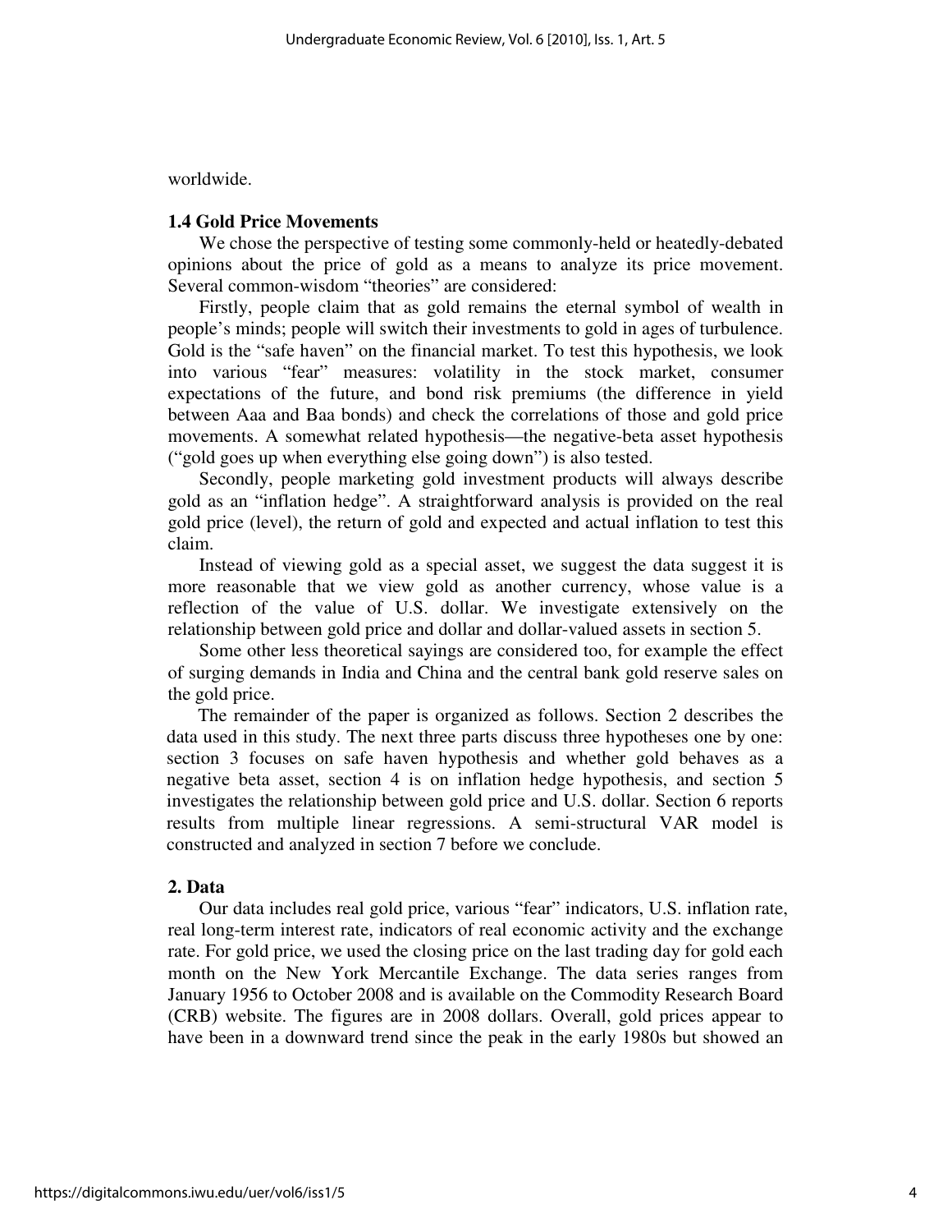worldwide.

### 1.4 Gold Price Movements

We chose the perspective of testing some commonly-held or heatedly-debated opinions about the price of gold as a means to analyze its price movement. Several common-wisdom "theories" are considered:

Firstly, people claim that as gold remains the eternal symbol of wealth in people's minds; people will switch their investments to gold in ages of turbulence. Gold is the "safe haven" on the financial market. To test this hypothesis, we look into various "fear" measures: volatility in the stock market, consumer expectations of the future, and bond risk premiums (the difference in yield between Aaa and Baa bonds) and check the correlations of those and gold price movements. A somewhat related hypothesis—the negative-beta asset hypothesis ("gold goes up when everything else going down") is also tested.

Secondly, people marketing gold investment products will always describe gold as an "inflation hedge". A straightforward analysis is provided on the real gold price (level), the return of gold and expected and actual inflation to test this claim.

Instead of viewing gold as a special asset, we suggest the data suggest it is more reasonable that we view gold as another currency, whose value is a reflection of the value of U.S. dollar. We investigate extensively on the relationship between gold price and dollar and dollar-valued assets in section 5.

Some other less theoretical sayings are considered too, for example the effect of surging demands in India and China and the central bank gold reserve sales on the gold price.

The remainder of the paper is organized as follows. Section 2 describes the data used in this study. The next three parts discuss three hypotheses one by one: section 3 focuses on safe haven hypothesis and whether gold behaves as a negative beta asset, section 4 is on inflation hedge hypothesis, and section 5 investigates the relationship between gold price and U.S. dollar. Section 6 reports results from multiple linear regressions. A semi-structural VAR model is constructed and analyzed in section 7 before we conclude.

### 2. Data

Our data includes real gold price, various "fear" indicators, U.S. inflation rate, real long-term interest rate, indicators of real economic activity and the exchange rate. For gold price, we used the closing price on the last trading day for gold each month on the New York Mercantile Exchange. The data series ranges from January 1956 to October 2008 and is available on the Commodity Research Board (CRB) website. The figures are in 2008 dollars. Overall, gold prices appear to have been in a downward trend since the peak in the early 1980s but showed an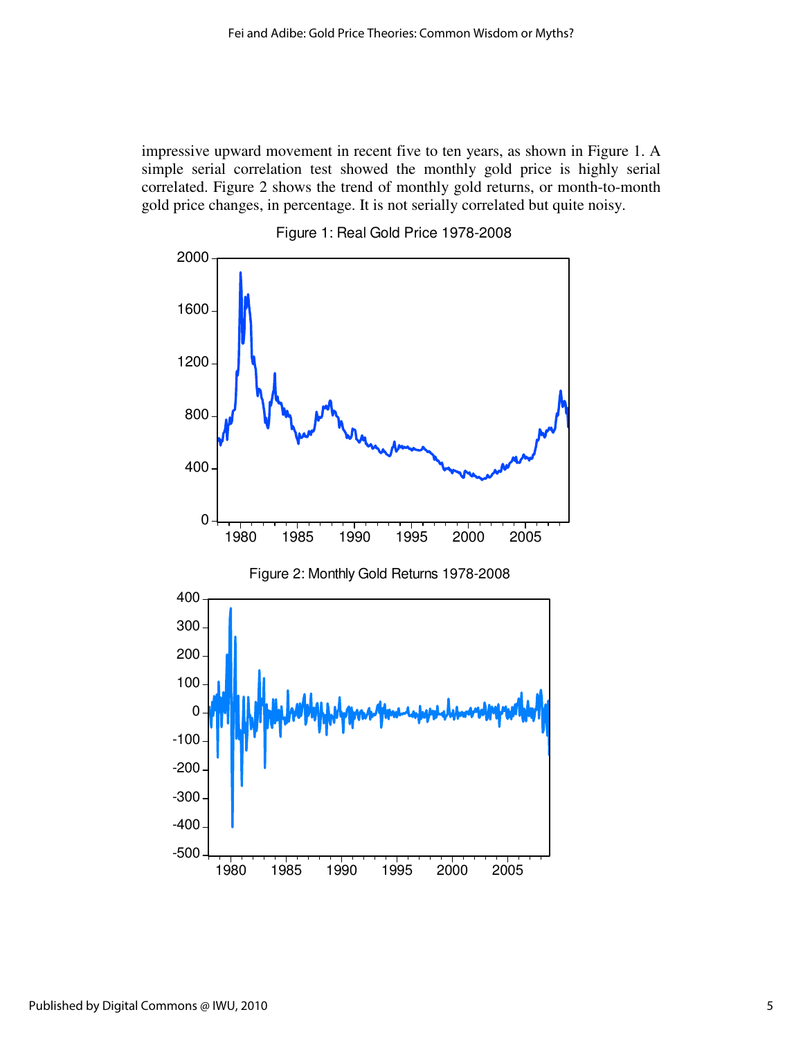impressive upward movement in recent five to ten years, as shown in Figure 1. A simple serial correlation test showed the monthly gold price is highly serial correlated. Figure 2 shows the trend of monthly gold returns, or month-to-month gold price changes, in percentage. It is not serially correlated but quite noisy.

Figure 1: Real Gold Price 1978-2008

2000
1600
1200
800
400
0

1980 1985 1990 1995 2000 2005

Figure 2: Monthly Gold Returns 1978-2008

400
300
200
100
0
-100
-200
-300
-400
-500

1980 1985 1990 1995 2000 2005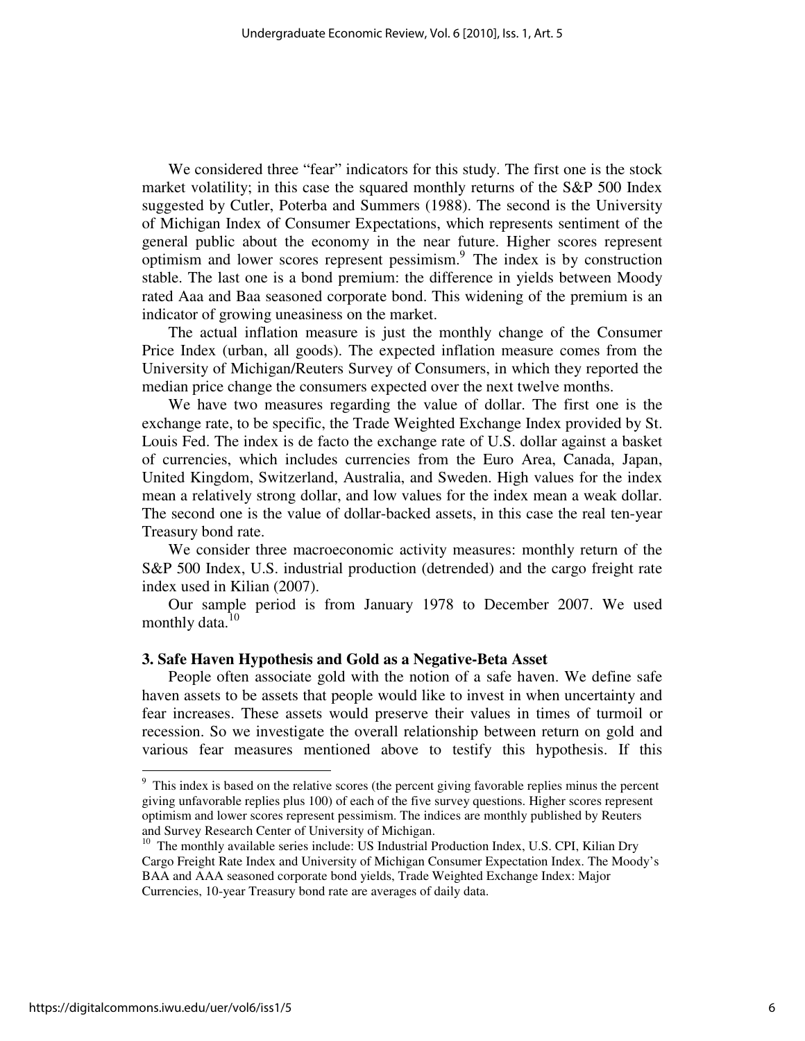We considered three "fear" indicators for this study. The first one is the stock market volatility; in this case the squared monthly returns of the S&P 500 Index suggested by Cutler, Poterba and Summers (1988). The second is the University of Michigan Index of Consumer Expectations, which represents sentiment of the general public about the economy in the near future. Higher scores represent optimism and lower scores represent pessimism.[9] The index is by construction stable. The last one is a bond premium: the difference in yields between Moody rated Aaa and Baa seasoned corporate bond. This widening of the premium is an indicator of growing uneasiness on the market.

The actual inflation measure is just the monthly change of the Consumer Price Index (urban, all goods). The expected inflation measure comes from the University of Michigan/Reuters Survey of Consumers, in which they reported the median price change the consumers expected over the next twelve months.

We have two measures regarding the value of dollar. The first one is the exchange rate, to be specific, the Trade Weighted Exchange Index provided by St. Louis Fed. The index is de facto the exchange rate of U.S. dollar against a basket of currencies, which includes currencies from the Euro Area, Canada, Japan, United Kingdom, Switzerland, Australia, and Sweden. High values for the index mean a relatively strong dollar, and low values for the index mean a weak dollar. The second one is the value of dollar-backed assets, in this case the real ten-year Treasury bond rate.

We consider three macroeconomic activity measures: monthly return of the S&P 500 Index, U.S. industrial production (detrended) and the cargo freight rate index used in Kilian (2007).

Our sample period is from January 1978 to December 2007. We used monthly data.[10]

### 3. Safe Haven Hypothesis and Gold as a Negative-Beta Asset

People often associate gold with the notion of a safe haven. We define safe haven assets to be assets that people would like to invest in when uncertainty and fear increases. These assets would preserve their values in times of turmoil or recession. So we investigate the overall relationship between return on gold and various fear measures mentioned above to testify this hypothesis. If this

---

[9] This index is based on the relative scores (the percent giving favorable replies minus the percent giving unfavorable replies plus 100) of each of the five survey questions. Higher scores represent optimism and lower scores represent pessimism. The indices are monthly published by Reuters and Survey Research Center of University of Michigan.

[10] The monthly available series include: US Industrial Production Index, U.S. CPI, Kilian Dry Cargo Freight Rate Index and University of Michigan Consumer Expectation Index. The Moody's BAA and AAA seasoned corporate bond yields, Trade Weighted Exchange Index: Major Currencies, 10-year Treasury bond rate are averages of daily data.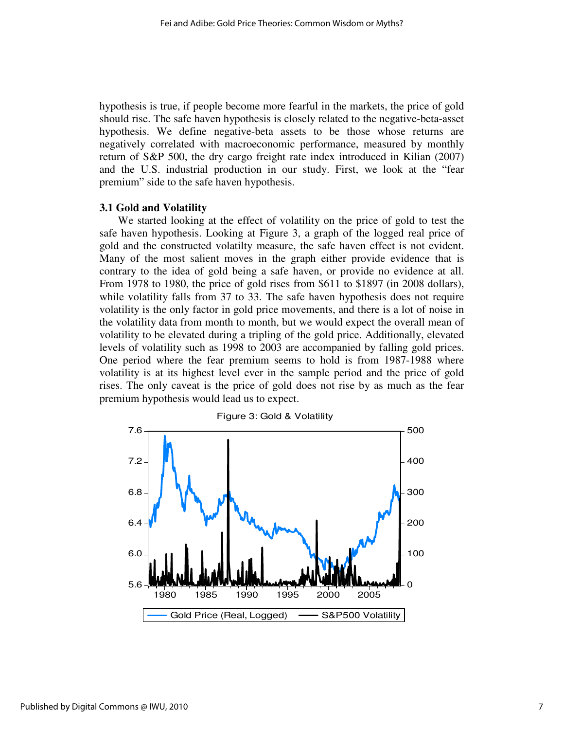hypothesis is true, if people become more fearful in the markets, the price of gold should rise. The safe haven hypothesis is closely related to the negative-beta-asset hypothesis. We define negative-beta assets to be those whose returns are negatively correlated with macroeconomic performance, measured by monthly return of S&P 500, the dry cargo freight rate index introduced in Kilian (2007) and the U.S. industrial production in our study. First, we look at the "fear premium" side to the safe haven hypothesis.

### 3.1 Gold and Volatility

We started looking at the effect of volatility on the price of gold to test the safe haven hypothesis. Looking at Figure 3, a graph of the logged real price of gold and the constructed volatilty measure, the safe haven effect is not evident. Many of the most salient moves in the graph either provide evidence that is contrary to the idea of gold being a safe haven, or provide no evidence at all. From 1978 to 1980, the price of gold rises from $611 to $1897 (in 2008 dollars), while volatility falls from 37 to 33. The safe haven hypothesis does not require volatility is the only factor in gold price movements, and there is a lot of noise in the volatility data from month to month, but we would expect the overall mean of volatility to be elevated during a tripling of the gold price. Additionally, elevated levels of volatility such as 1998 to 2003 are accompanied by falling gold prices. One period where the fear premium seems to hold is from 1987-1988 where volatility is at its highest level ever in the sample period and the price of gold rises. The only caveat is the price of gold does not rise by as much as the fear premium hypothesis would lead us to expect.

Figure 3: Gold & Volatility

7.6
7.2
6.8
6.4
6.0
5.6

500
400
300
200
100
0

1980
1985
1990
1995
2000
2005

Gold Price (Real, Logged)
S&P500 Volatility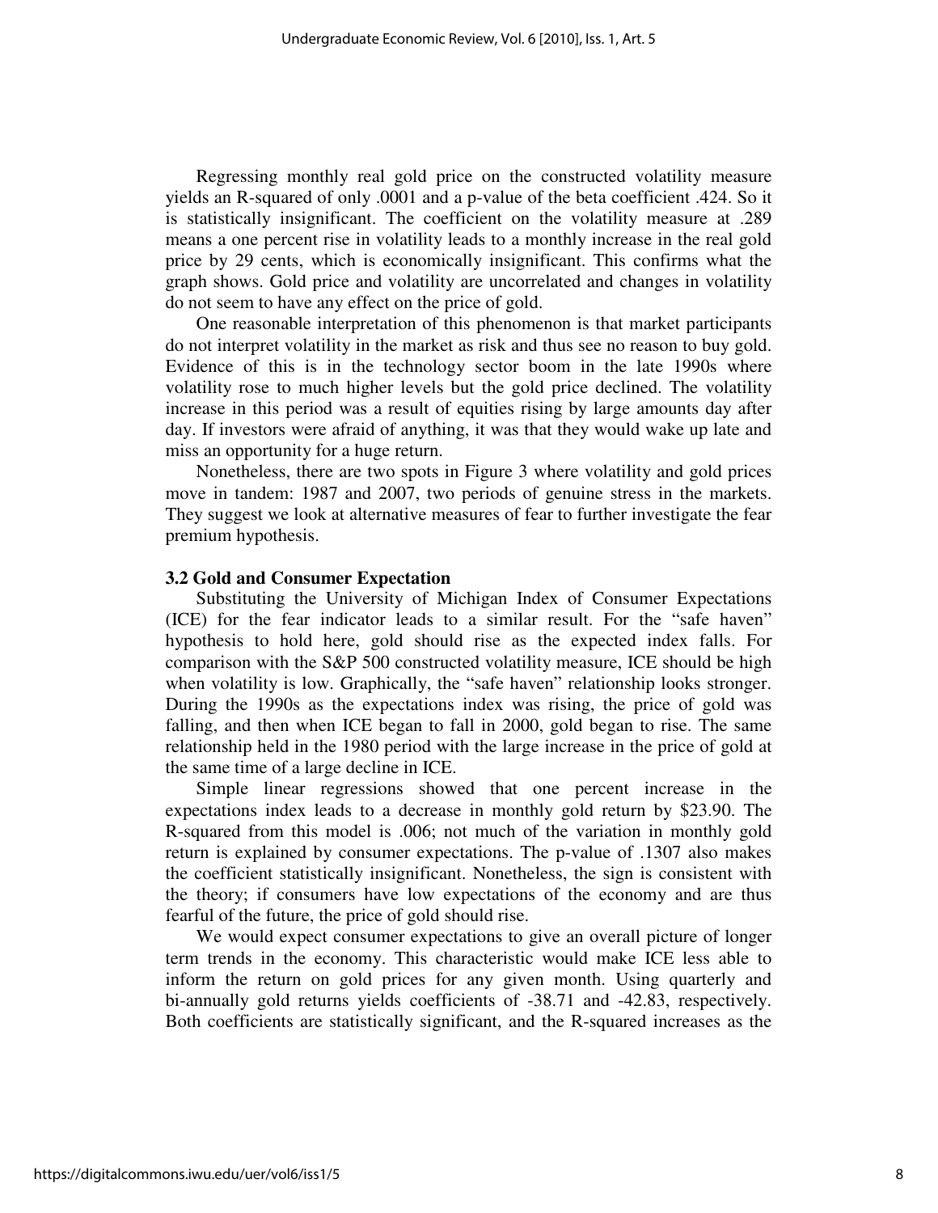Regressing monthly real gold price on the constructed volatility measure yields an R-squared of only .0001 and a p-value of the beta coefficient .424. So it is statistically insignificant. The coefficient on the volatility measure at .289 means a one percent rise in volatility leads to a monthly increase in the real gold price by 29 cents, which is economically insignificant. This confirms what the graph shows. Gold price and volatility are uncorrelated and changes in volatility do not seem to have any effect on the price of gold.

One reasonable interpretation of this phenomenon is that market participants do not interpret volatility in the market as risk and thus see no reason to buy gold. Evidence of this is in the technology sector boom in the late 1990s where volatility rose to much higher levels but the gold price declined. The volatility increase in this period was a result of equities rising by large amounts day after day. If investors were afraid of anything, it was that they would wake up late and miss an opportunity for a huge return.

Nonetheless, there are two spots in Figure 3 where volatility and gold prices move in tandem: 1987 and 2007, two periods of genuine stress in the markets. They suggest we look at alternative measures of fear to further investigate the fear premium hypothesis.

### 3.2 Gold and Consumer Expectation

Substituting the University of Michigan Index of Consumer Expectations (ICE) for the fear indicator leads to a similar result. For the "safe haven" hypothesis to hold here, gold should rise as the expected index falls. For comparison with the S&P 500 constructed volatility measure, ICE should be high when volatility is low. Graphically, the "safe haven" relationship looks stronger. During the 1990s as the expectations index was rising, the price of gold was falling, and then when ICE began to fall in 2000, gold began to rise. The same relationship held in the 1980 period with the large increase in the price of gold at the same time of a large decline in ICE.

Simple linear regressions showed that one percent increase in the expectations index leads to a decrease in monthly gold return by $23.90. The R-squared from this model is .006; not much of the variation in monthly gold return is explained by consumer expectations. The p-value of .1307 also makes the coefficient statistically insignificant. Nonetheless, the sign is consistent with the theory; if consumers have low expectations of the economy and are thus fearful of the future, the price of gold should rise.

We would expect consumer expectations to give an overall picture of longer term trends in the economy. This characteristic would make ICE less able to inform the return on gold prices for any given month. Using quarterly and bi-annually gold returns yields coefficients of -38.71 and -42.83, respectively. Both coefficients are statistically significant, and the R-squared increases as the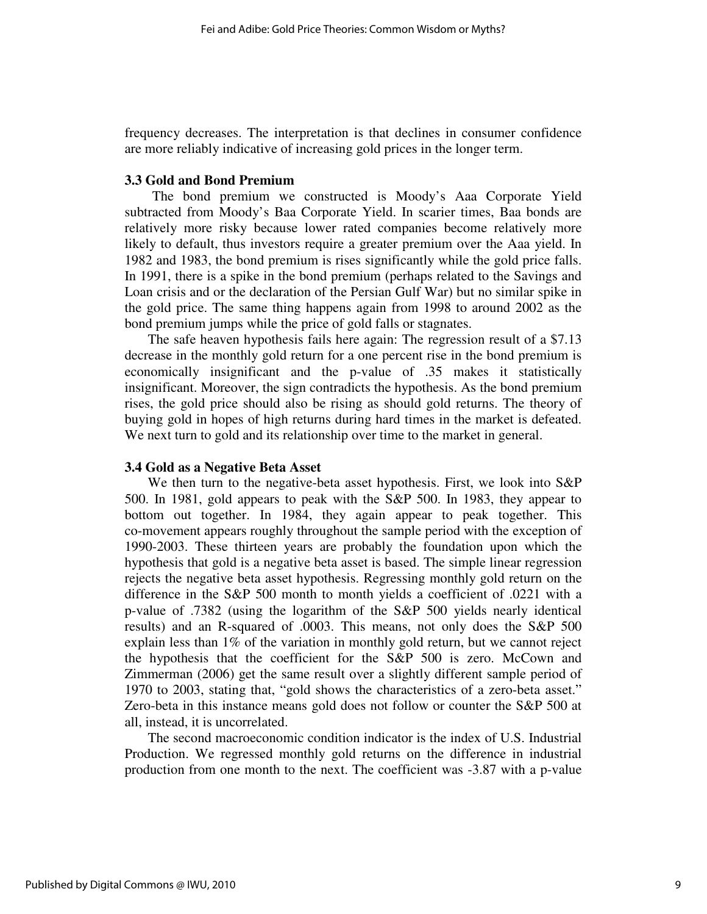frequency decreases. The interpretation is that declines in consumer confidence are more reliably indicative of increasing gold prices in the longer term.

### 3.3 Gold and Bond Premium

The bond premium we constructed is Moody's Aaa Corporate Yield subtracted from Moody's Baa Corporate Yield. In scarier times, Baa bonds are relatively more risky because lower rated companies become relatively more likely to default, thus investors require a greater premium over the Aaa yield. In 1982 and 1983, the bond premium is rises significantly while the gold price falls. In 1991, there is a spike in the bond premium (perhaps related to the Savings and Loan crisis and or the declaration of the Persian Gulf War) but no similar spike in the gold price. The same thing happens again from 1998 to around 2002 as the bond premium jumps while the price of gold falls or stagnates.

The safe heaven hypothesis fails here again: The regression result of a $7.13 decrease in the monthly gold return for a one percent rise in the bond premium is economically insignificant and the p-value of .35 makes it statistically insignificant. Moreover, the sign contradicts the hypothesis. As the bond premium rises, the gold price should also be rising as should gold returns. The theory of buying gold in hopes of high returns during hard times in the market is defeated. We next turn to gold and its relationship over time to the market in general.

### 3.4 Gold as a Negative Beta Asset

We then turn to the negative-beta asset hypothesis. First, we look into S&P 500. In 1981, gold appears to peak with the S&P 500. In 1983, they appear to bottom out together. In 1984, they again appear to peak together. This co-movement appears roughly throughout the sample period with the exception of 1990-2003. These thirteen years are probably the foundation upon which the hypothesis that gold is a negative beta asset is based. The simple linear regression rejects the negative beta asset hypothesis. Regressing monthly gold return on the difference in the S&P 500 month to month yields a coefficient of .0221 with a p-value of .7382 (using the logarithm of the S&P 500 yields nearly identical results) and an R-squared of .0003. This means, not only does the S&P 500 explain less than 1% of the variation in monthly gold return, but we cannot reject the hypothesis that the coefficient for the S&P 500 is zero. McCown and Zimmerman (2006) get the same result over a slightly different sample period of 1970 to 2003, stating that, "gold shows the characteristics of a zero-beta asset." Zero-beta in this instance means gold does not follow or counter the S&P 500 at all, instead, it is uncorrelated.

The second macroeconomic condition indicator is the index of U.S. Industrial Production. We regressed monthly gold returns on the difference in industrial production from one month to the next. The coefficient was -3.87 with a p-value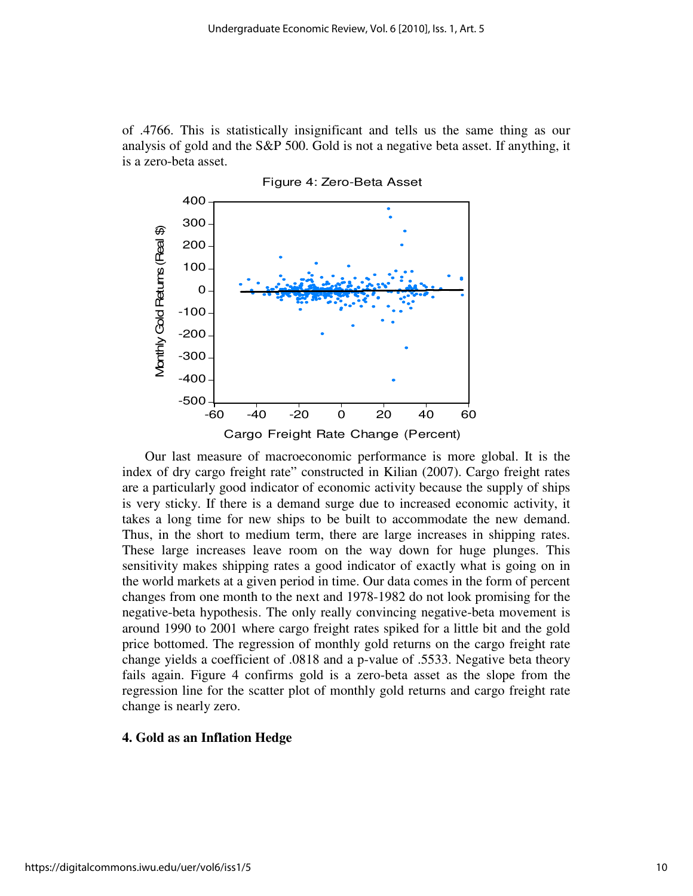of .4766. This is statistically insignificant and tells us the same thing as our analysis of gold and the S&P 500. Gold is not a negative beta asset. If anything, it is a zero-beta asset.

Figure 4: Zero-Beta Asset

Monthly Gold Returns (Real $)

400
300
200
100
0
-100
-200
-300
-400
-500

-60 -40 -20 0 20 40 60

Cargo Freight Rate Change (Percent)

Our last measure of macroeconomic performance is more global. It is the index of dry cargo freight rate" constructed in Kilian (2007). Cargo freight rates are a particularly good indicator of economic activity because the supply of ships is very sticky. If there is a demand surge due to increased economic activity, it takes a long time for new ships to be built to accommodate the new demand. Thus, in the short to medium term, there are large increases in shipping rates. These large increases leave room on the way down for huge plunges. This sensitivity makes shipping rates a good indicator of exactly what is going on in the world markets at a given period in time. Our data comes in the form of percent changes from one month to the next and 1978-1982 do not look promising for the negative-beta hypothesis. The only really convincing negative-beta movement is around 1990 to 2001 where cargo freight rates spiked for a little bit and the gold price bottomed. The regression of monthly gold returns on the cargo freight rate change yields a coefficient of .0818 and a p-value of .5533. Negative beta theory fails again. Figure 4 confirms gold is a zero-beta asset as the slope from the regression line for the scatter plot of monthly gold returns and cargo freight rate change is nearly zero.

## 4. Gold as an Inflation Hedge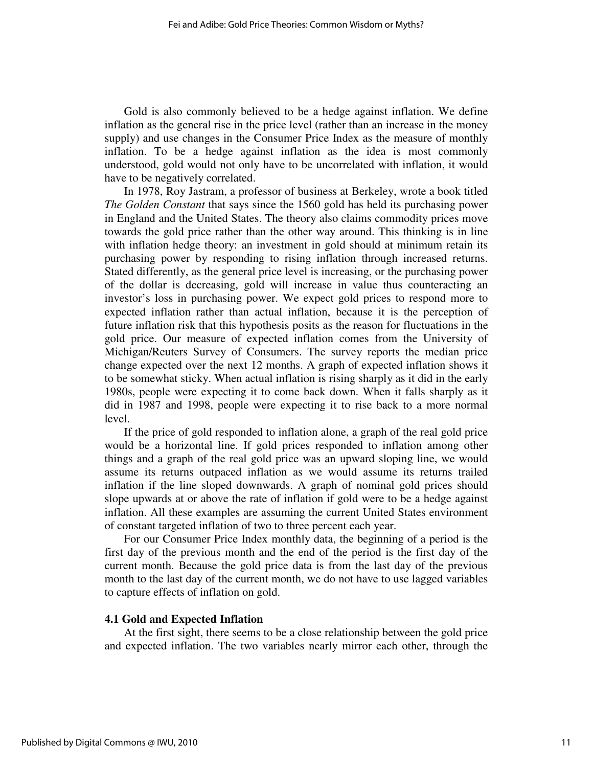Gold is also commonly believed to be a hedge against inflation. We define inflation as the general rise in the price level (rather than an increase in the money supply) and use changes in the Consumer Price Index as the measure of monthly inflation. To be a hedge against inflation as the idea is most commonly understood, gold would not only have to be uncorrelated with inflation, it would have to be negatively correlated.

In 1978, Roy Jastram, a professor of business at Berkeley, wrote a book titled *The Golden Constant* that says since the 1560 gold has held its purchasing power in England and the United States. The theory also claims commodity prices move towards the gold price rather than the other way around. This thinking is in line with inflation hedge theory: an investment in gold should at minimum retain its purchasing power by responding to rising inflation through increased returns. Stated differently, as the general price level is increasing, or the purchasing power of the dollar is decreasing, gold will increase in value thus counteracting an investor's loss in purchasing power. We expect gold prices to respond more to expected inflation rather than actual inflation, because it is the perception of future inflation risk that this hypothesis posits as the reason for fluctuations in the gold price. Our measure of expected inflation comes from the University of Michigan/Reuters Survey of Consumers. The survey reports the median price change expected over the next 12 months. A graph of expected inflation shows it to be somewhat sticky. When actual inflation is rising sharply as it did in the early 1980s, people were expecting it to come back down. When it falls sharply as it did in 1987 and 1998, people were expecting it to rise back to a more normal level.

If the price of gold responded to inflation alone, a graph of the real gold price would be a horizontal line. If gold prices responded to inflation among other things and a graph of the real gold price was an upward sloping line, we would assume its returns outpaced inflation as we would assume its returns trailed inflation if the line sloped downwards. A graph of nominal gold prices should slope upwards at or above the rate of inflation if gold were to be a hedge against inflation. All these examples are assuming the current United States environment of constant targeted inflation of two to three percent each year.

For our Consumer Price Index monthly data, the beginning of a period is the first day of the previous month and the end of the period is the first day of the current month. Because the gold price data is from the last day of the previous month to the last day of the current month, we do not have to use lagged variables to capture effects of inflation on gold.

### 4.1 Gold and Expected Inflation

At the first sight, there seems to be a close relationship between the gold price and expected inflation. The two variables nearly mirror each other, through the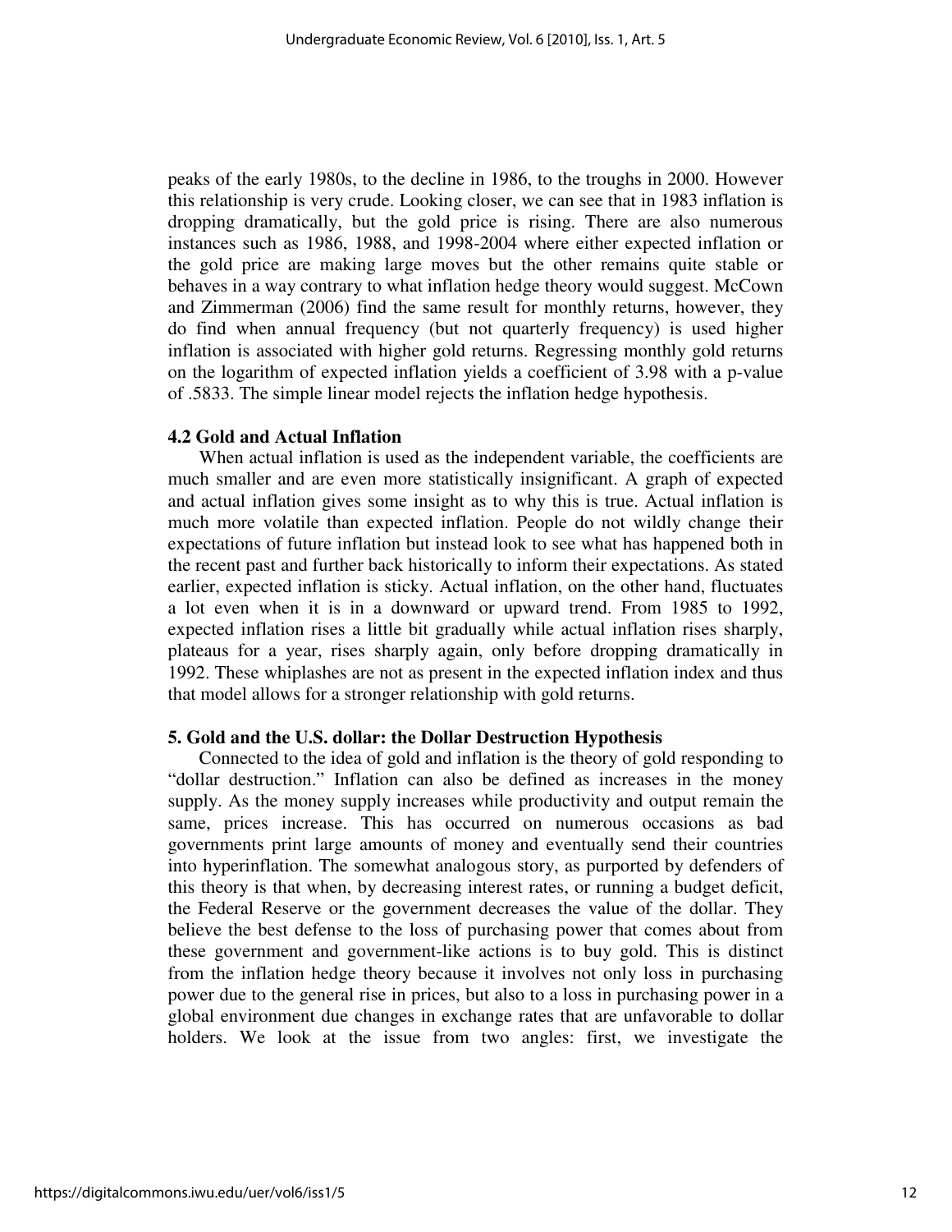peaks of the early 1980s, to the decline in 1986, to the troughs in 2000. However this relationship is very crude. Looking closer, we can see that in 1983 inflation is dropping dramatically, but the gold price is rising. There are also numerous instances such as 1986, 1988, and 1998-2004 where either expected inflation or the gold price are making large moves but the other remains quite stable or behaves in a way contrary to what inflation hedge theory would suggest. McCown and Zimmerman (2006) find the same result for monthly returns, however, they do find when annual frequency (but not quarterly frequency) is used higher inflation is associated with higher gold returns. Regressing monthly gold returns on the logarithm of expected inflation yields a coefficient of 3.98 with a p-value of .5833. The simple linear model rejects the inflation hedge hypothesis.

### 4.2 Gold and Actual Inflation

When actual inflation is used as the independent variable, the coefficients are much smaller and are even more statistically insignificant. A graph of expected and actual inflation gives some insight as to why this is true. Actual inflation is much more volatile than expected inflation. People do not wildly change their expectations of future inflation but instead look to see what has happened both in the recent past and further back historically to inform their expectations. As stated earlier, expected inflation is sticky. Actual inflation, on the other hand, fluctuates a lot even when it is in a downward or upward trend. From 1985 to 1992, expected inflation rises a little bit gradually while actual inflation rises sharply, plateaus for a year, rises sharply again, only before dropping dramatically in 1992. These whiplashes are not as present in the expected inflation index and thus that model allows for a stronger relationship with gold returns.

## 5. Gold and the U.S. dollar: the Dollar Destruction Hypothesis

Connected to the idea of gold and inflation is the theory of gold responding to "dollar destruction." Inflation can also be defined as increases in the money supply. As the money supply increases while productivity and output remain the same, prices increase. This has occurred on numerous occasions as bad governments print large amounts of money and eventually send their countries into hyperinflation. The somewhat analogous story, as purported by defenders of this theory is that when, by decreasing interest rates, or running a budget deficit, the Federal Reserve or the government decreases the value of the dollar. They believe the best defense to the loss of purchasing power that comes about from these government and government-like actions is to buy gold. This is distinct from the inflation hedge theory because it involves not only loss in purchasing power due to the general rise in prices, but also to a loss in purchasing power in a global environment due changes in exchange rates that are unfavorable to dollar holders. We look at the issue from two angles: first, we investigate the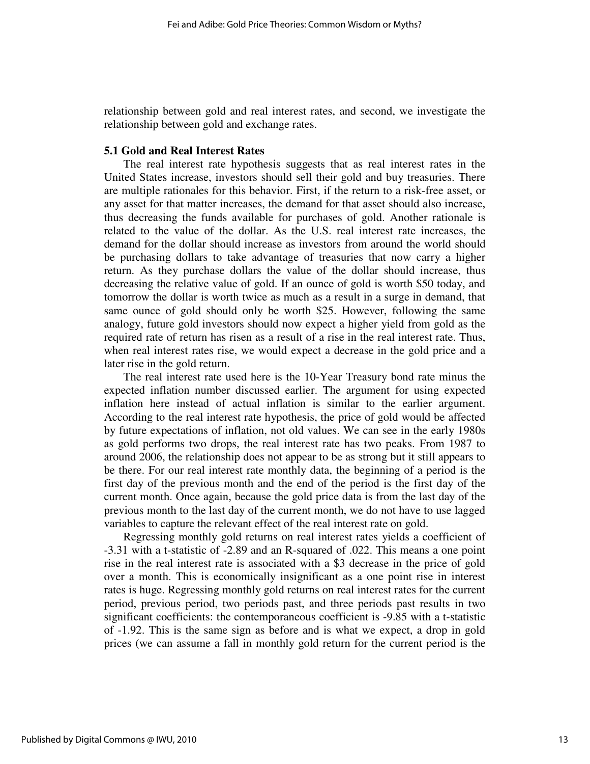relationship between gold and real interest rates, and second, we investigate the relationship between gold and exchange rates.

### 5.1 Gold and Real Interest Rates

The real interest rate hypothesis suggests that as real interest rates in the United States increase, investors should sell their gold and buy treasuries. There are multiple rationales for this behavior. First, if the return to a risk-free asset, or any asset for that matter increases, the demand for that asset should also increase, thus decreasing the funds available for purchases of gold. Another rationale is related to the value of the dollar. As the U.S. real interest rate increases, the demand for the dollar should increase as investors from around the world should be purchasing dollars to take advantage of treasuries that now carry a higher return. As they purchase dollars the value of the dollar should increase, thus decreasing the relative value of gold. If an ounce of gold is worth \$50 today, and tomorrow the dollar is worth twice as much as a result in a surge in demand, that same ounce of gold should only be worth \$25. However, following the same analogy, future gold investors should now expect a higher yield from gold as the required rate of return has risen as a result of a rise in the real interest rate. Thus, when real interest rates rise, we would expect a decrease in the gold price and a later rise in the gold return.

The real interest rate used here is the 10-Year Treasury bond rate minus the expected inflation number discussed earlier. The argument for using expected inflation here instead of actual inflation is similar to the earlier argument. According to the real interest rate hypothesis, the price of gold would be affected by future expectations of inflation, not old values. We can see in the early 1980s as gold performs two drops, the real interest rate has two peaks. From 1987 to around 2006, the relationship does not appear to be as strong but it still appears to be there. For our real interest rate monthly data, the beginning of a period is the first day of the previous month and the end of the period is the first day of the current month. Once again, because the gold price data is from the last day of the previous month to the last day of the current month, we do not have to use lagged variables to capture the relevant effect of the real interest rate on gold.

Regressing monthly gold returns on real interest rates yields a coefficient of -3.31 with a t-statistic of -2.89 and an R-squared of .022. This means a one point rise in the real interest rate is associated with a \$3 decrease in the price of gold over a month. This is economically insignificant as a one point rise in interest rates is huge. Regressing monthly gold returns on real interest rates for the current period, previous period, two periods past, and three periods past results in two significant coefficients: the contemporaneous coefficient is -9.85 with a t-statistic of -1.92. This is the same sign as before and is what we expect, a drop in gold prices (we can assume a fall in monthly gold return for the current period is the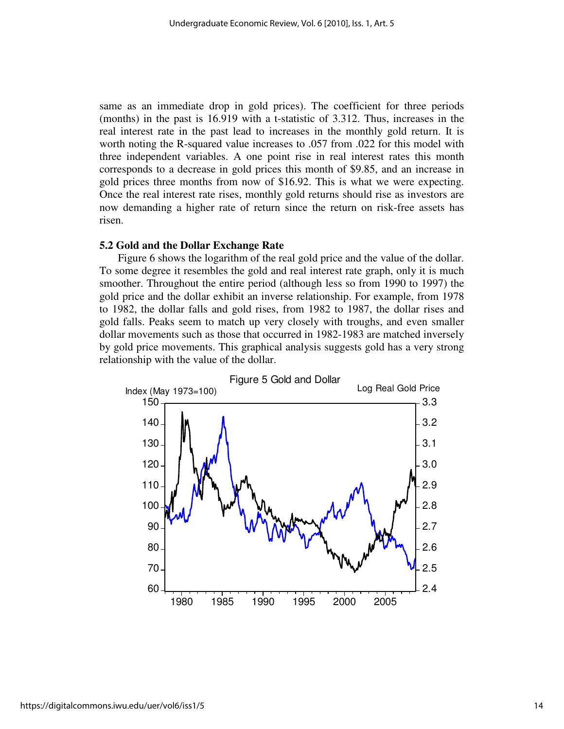same as an immediate drop in gold prices). The coefficient for three periods (months) in the past is 16.919 with a t-statistic of 3.312. Thus, increases in the real interest rate in the past lead to increases in the monthly gold return. It is worth noting the R-squared value increases to .057 from .022 for this model with three independent variables. A one point rise in real interest rates this month corresponds to a decrease in gold prices this month of $9.85, and an increase in gold prices three months from now of $16.92. This is what we were expecting. Once the real interest rate rises, monthly gold returns should rise as investors are now demanding a higher rate of return since the return on risk-free assets has risen.

### 5.2 Gold and the Dollar Exchange Rate

Figure 6 shows the logarithm of the real gold price and the value of the dollar. To some degree it resembles the gold and real interest rate graph, only it is much smoother. Throughout the entire period (although less so from 1990 to 1997) the gold price and the dollar exhibit an inverse relationship. For example, from 1978 to 1982, the dollar falls and gold rises, from 1982 to 1987, the dollar rises and gold falls. Peaks seem to match up very closely with troughs, and even smaller dollar movements such as those that occurred in 1982-1983 are matched inversely by gold price movements. This graphical analysis suggests gold has a very strong relationship with the value of the dollar.

Figure 5 Gold and Dollar

Index (May 1973=100)

Log Real Gold Price

150
140
130
120
110
100
90
80
70
60

3.3
3.2
3.1
3.0
2.9
2.8
2.7
2.6
2.5
2.4

1980 1985 1990 1995 2000 2005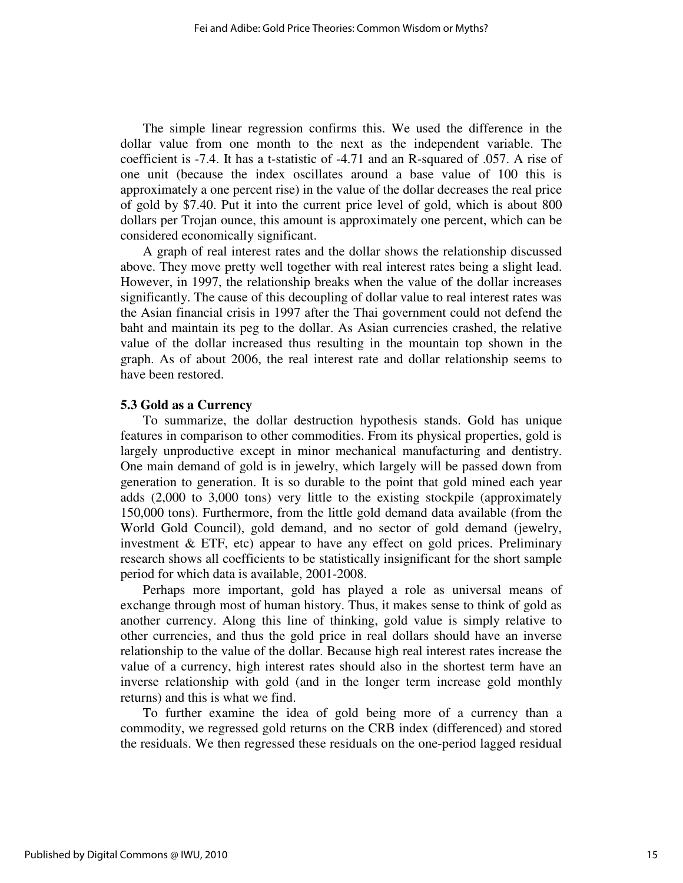The simple linear regression confirms this. We used the difference in the dollar value from one month to the next as the independent variable. The coefficient is -7.4. It has a t-statistic of -4.71 and an R-squared of .057. A rise of one unit (because the index oscillates around a base value of 100 this is approximately a one percent rise) in the value of the dollar decreases the real price of gold by $7.40. Put it into the current price level of gold, which is about 800 dollars per Trojan ounce, this amount is approximately one percent, which can be considered economically significant.

A graph of real interest rates and the dollar shows the relationship discussed above. They move pretty well together with real interest rates being a slight lead. However, in 1997, the relationship breaks when the value of the dollar increases significantly. The cause of this decoupling of dollar value to real interest rates was the Asian financial crisis in 1997 after the Thai government could not defend the baht and maintain its peg to the dollar. As Asian currencies crashed, the relative value of the dollar increased thus resulting in the mountain top shown in the graph. As of about 2006, the real interest rate and dollar relationship seems to have been restored.

### 5.3 Gold as a Currency

To summarize, the dollar destruction hypothesis stands. Gold has unique features in comparison to other commodities. From its physical properties, gold is largely unproductive except in minor mechanical manufacturing and dentistry. One main demand of gold is in jewelry, which largely will be passed down from generation to generation. It is so durable to the point that gold mined each year adds (2,000 to 3,000 tons) very little to the existing stockpile (approximately 150,000 tons). Furthermore, from the little gold demand data available (from the World Gold Council), gold demand, and no sector of gold demand (jewelry, investment & ETF, etc) appear to have any effect on gold prices. Preliminary research shows all coefficients to be statistically insignificant for the short sample period for which data is available, 2001-2008.

Perhaps more important, gold has played a role as universal means of exchange through most of human history. Thus, it makes sense to think of gold as another currency. Along this line of thinking, gold value is simply relative to other currencies, and thus the gold price in real dollars should have an inverse relationship to the value of the dollar. Because high real interest rates increase the value of a currency, high interest rates should also in the shortest term have an inverse relationship with gold (and in the longer term increase gold monthly returns) and this is what we find.

To further examine the idea of gold being more of a currency than a commodity, we regressed gold returns on the CRB index (differenced) and stored the residuals. We then regressed these residuals on the one-period lagged residual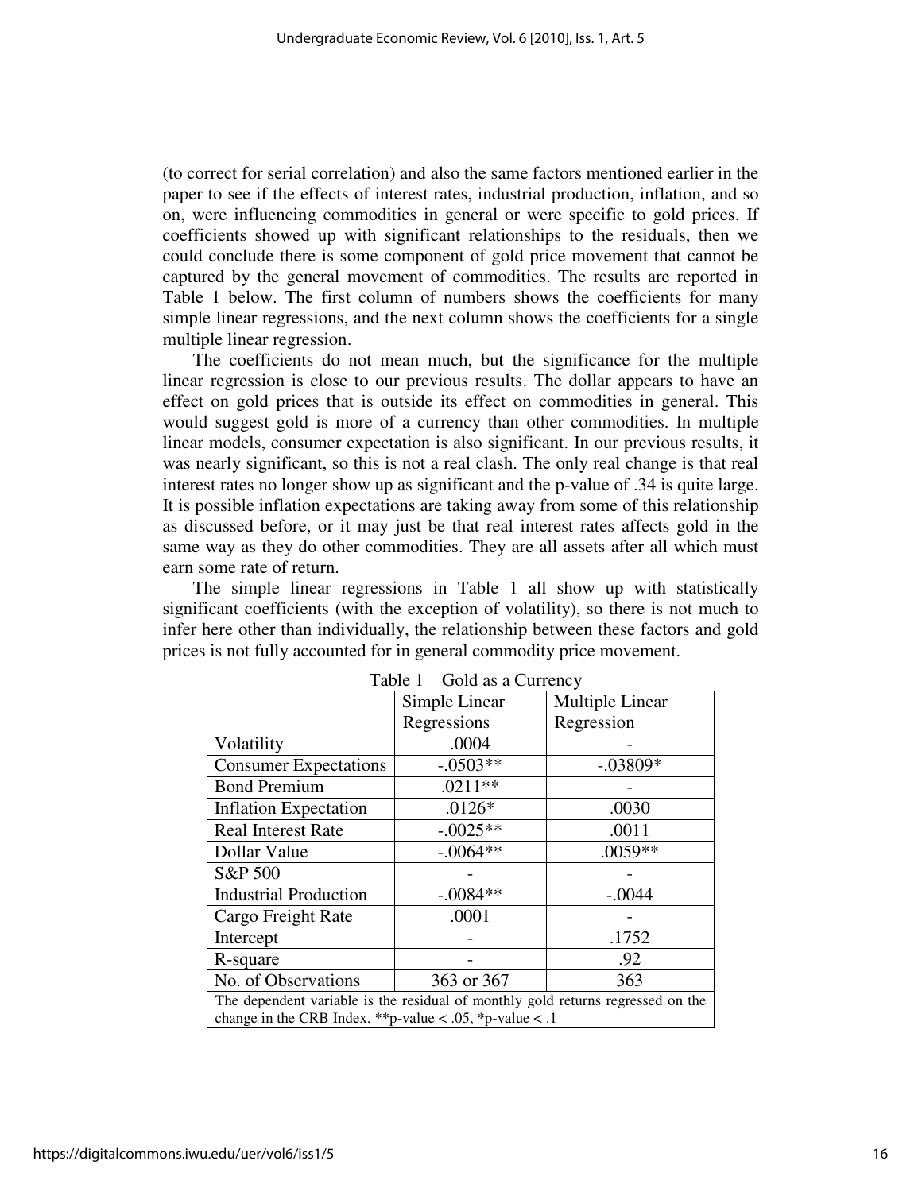(to correct for serial correlation) and also the same factors mentioned earlier in the paper to see if the effects of interest rates, industrial production, inflation, and so on, were influencing commodities in general or were specific to gold prices. If coefficients showed up with significant relationships to the residuals, then we could conclude there is some component of gold price movement that cannot be captured by the general movement of commodities. The results are reported in Table 1 below. The first column of numbers shows the coefficients for many simple linear regressions, and the next column shows the coefficients for a single multiple linear regression.

The coefficients do not mean much, but the significance for the multiple linear regression is close to our previous results. The dollar appears to have an effect on gold prices that is outside its effect on commodities in general. This would suggest gold is more of a currency than other commodities. In multiple linear models, consumer expectation is also significant. In our previous results, it was nearly significant, so this is not a real clash. The only real change is that real interest rates no longer show up as significant and the p-value of .34 is quite large. It is possible inflation expectations are taking away from some of this relationship as discussed before, or it may just be that real interest rates affects gold in the same way as they do other commodities. They are all assets after all which must earn some rate of return.

The simple linear regressions in Table 1 all show up with statistically significant coefficients (with the exception of volatility), so there is not much to infer here other than individually, the relationship between these factors and gold prices is not fully accounted for in general commodity price movement.

Table 1 Gold as a Currency

| | Simple Linear Regressions | Multiple Linear Regression |
|---|---|---|
| Volatility | .0004 | - |
| Consumer Expectations | -.0503** | -.03809* |
| Bond Premium | .0211** | - |
| Inflation Expectation | .0126* | .0030 |
| Real Interest Rate | -.0025** | .0011 |
| Dollar Value | -.0064** | .0059** |
| S&P 500 | - | - |
| Industrial Production | -.0084** | -.0044 |
| Cargo Freight Rate | .0001 | - |
| Intercept | - | .1752 |
| R-square | - | .92 |
| No. of Observations | 363 or 367 | 363 |

The dependent variable is the residual of monthly gold returns regressed on the change in the CRB Index. **p-value < .05, *p-value < .1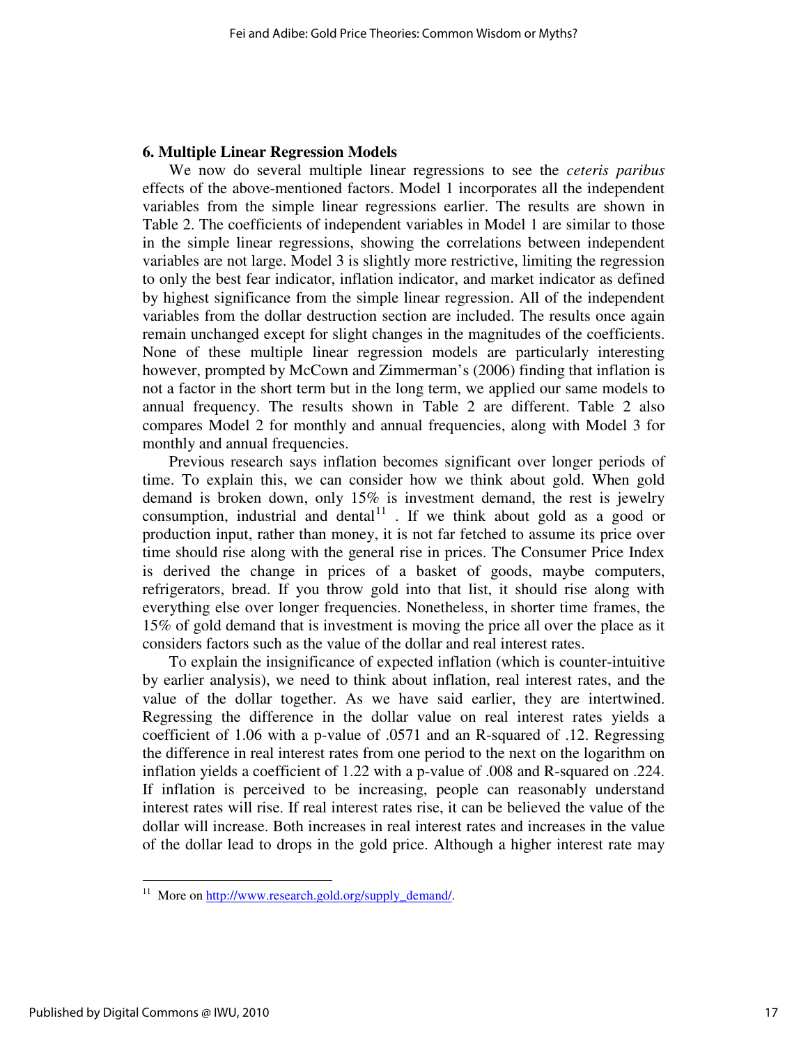## 6. Multiple Linear Regression Models

We now do several multiple linear regressions to see the *ceteris paribus* effects of the above-mentioned factors. Model 1 incorporates all the independent variables from the simple linear regressions earlier. The results are shown in Table 2. The coefficients of independent variables in Model 1 are similar to those in the simple linear regressions, showing the correlations between independent variables are not large. Model 3 is slightly more restrictive, limiting the regression to only the best fear indicator, inflation indicator, and market indicator as defined by highest significance from the simple linear regression. All of the independent variables from the dollar destruction section are included. The results once again remain unchanged except for slight changes in the magnitudes of the coefficients. None of these multiple linear regression models are particularly interesting however, prompted by McCown and Zimmerman's (2006) finding that inflation is not a factor in the short term but in the long term, we applied our same models to annual frequency. The results shown in Table 2 are different. Table 2 also compares Model 2 for monthly and annual frequencies, along with Model 3 for monthly and annual frequencies.

Previous research says inflation becomes significant over longer periods of time. To explain this, we can consider how we think about gold. When gold demand is broken down, only 15% is investment demand, the rest is jewelry consumption, industrial and dental[11] . If we think about gold as a good or production input, rather than money, it is not far fetched to assume its price over time should rise along with the general rise in prices. The Consumer Price Index is derived the change in prices of a basket of goods, maybe computers, refrigerators, bread. If you throw gold into that list, it should rise along with everything else over longer frequencies. Nonetheless, in shorter time frames, the 15% of gold demand that is investment is moving the price all over the place as it considers factors such as the value of the dollar and real interest rates.

To explain the insignificance of expected inflation (which is counter-intuitive by earlier analysis), we need to think about inflation, real interest rates, and the value of the dollar together. As we have said earlier, they are intertwined. Regressing the difference in the dollar value on real interest rates yields a coefficient of 1.06 with a p-value of .0571 and an R-squared of .12. Regressing the difference in real interest rates from one period to the next on the logarithm on inflation yields a coefficient of 1.22 with a p-value of .008 and R-squared on .224. If inflation is perceived to be increasing, people can reasonably understand interest rates will rise. If real interest rates rise, it can be believed the value of the dollar will increase. Both increases in real interest rates and increases in the value of the dollar lead to drops in the gold price. Although a higher interest rate may

[11] More on http://www.research.gold.org/supply_demand/.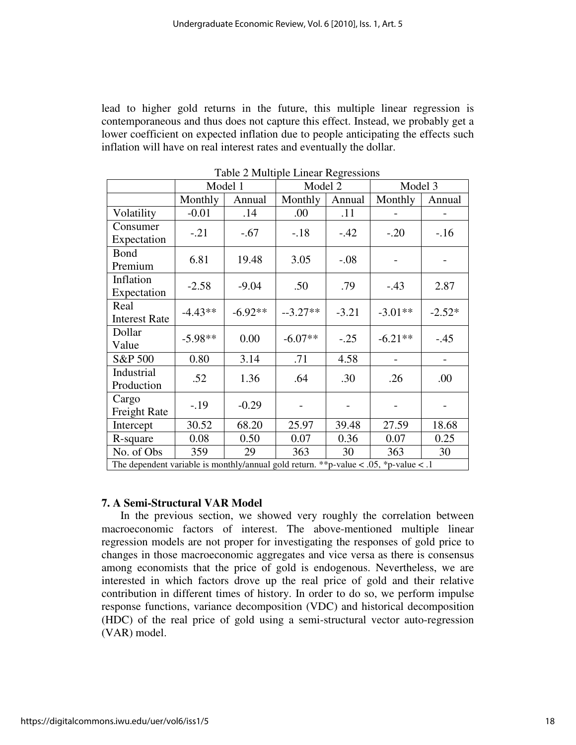lead to higher gold returns in the future, this multiple linear regression is contemporaneous and thus does not capture this effect. Instead, we probably get a lower coefficient on expected inflation due to people anticipating the effects such inflation will have on real interest rates and eventually the dollar.

Table 2 Multiple Linear Regressions

| | Model 1 | | Model 2 | | Model 3 | |
|---|---|---|---|---|---|---|
| | Monthly | Annual | Monthly | Annual | Monthly | Annual |
| Volatility | -0.01 | .14 | .00 | .11 | - | - |
| Consumer Expectation | -.21 | -.67 | -.18 | -.42 | -.20 | -.16 |
| Bond Premium | 6.81 | 19.48 | 3.05 | -.08 | - | - |
| Inflation Expectation | -2.58 | -9.04 | .50 | .79 | -.43 | 2.87 |
| Real Interest Rate | -4.43** | -6.92** | --3.27** | -3.21 | -3.01** | -2.52* |
| Dollar Value | -5.98** | 0.00 | -6.07** | -.25 | -6.21** | -.45 |
| S&P 500 | 0.80 | 3.14 | .71 | 4.58 | - | - |
| Industrial Production | .52 | 1.36 | .64 | .30 | .26 | .00 |
| Cargo Freight Rate | -.19 | -0.29 | - | - | - | - |
| Intercept | 30.52 | 68.20 | 25.97 | 39.48 | 27.59 | 18.68 |
| R-square | 0.08 | 0.50 | 0.07 | 0.36 | 0.07 | 0.25 |
| No. of Obs | 359 | 29 | 363 | 30 | 363 | 30 |
| The dependent variable is monthly/annual gold return. **p-value < .05, *p-value < .1 | | | | | | |

### 7. A Semi-Structural VAR Model

In the previous section, we showed very roughly the correlation between macroeconomic factors of interest. The above-mentioned multiple linear regression models are not proper for investigating the responses of gold price to changes in those macroeconomic aggregates and vice versa as there is consensus among economists that the price of gold is endogenous. Nevertheless, we are interested in which factors drove up the real price of gold and their relative contribution in different times of history. In order to do so, we perform impulse response functions, variance decomposition (VDC) and historical decomposition (HDC) of the real price of gold using a semi-structural vector auto-regression (VAR) model.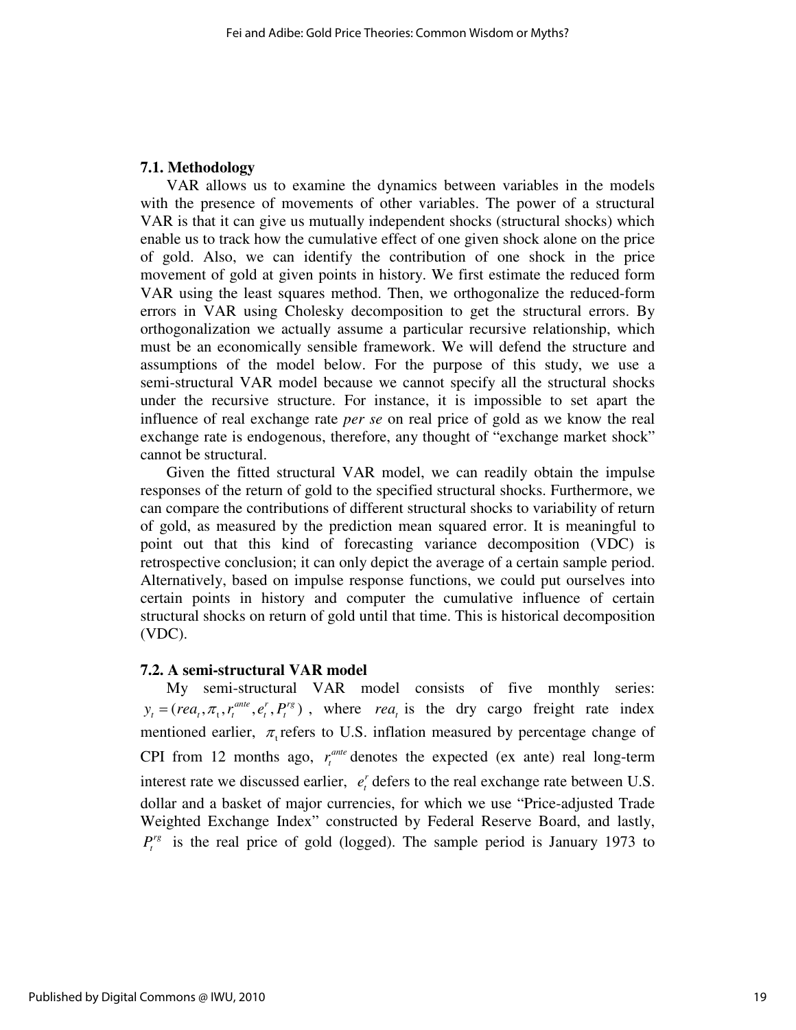### 7.1. Methodology

VAR allows us to examine the dynamics between variables in the models with the presence of movements of other variables. The power of a structural VAR is that it can give us mutually independent shocks (structural shocks) which enable us to track how the cumulative effect of one given shock alone on the price of gold. Also, we can identify the contribution of one shock in the price movement of gold at given points in history. We first estimate the reduced form VAR using the least squares method. Then, we orthogonalize the reduced-form errors in VAR using Cholesky decomposition to get the structural errors. By orthogonalization we actually assume a particular recursive relationship, which must be an economically sensible framework. We will defend the structure and assumptions of the model below. For the purpose of this study, we use a semi-structural VAR model because we cannot specify all the structural shocks under the recursive structure. For instance, it is impossible to set apart the influence of real exchange rate *per se* on real price of gold as we know the real exchange rate is endogenous, therefore, any thought of "exchange market shock" cannot be structural.

Given the fitted structural VAR model, we can readily obtain the impulse responses of the return of gold to the specified structural shocks. Furthermore, we can compare the contributions of different structural shocks to variability of return of gold, as measured by the prediction mean squared error. It is meaningful to point out that this kind of forecasting variance decomposition (VDC) is retrospective conclusion; it can only depict the average of a certain sample period. Alternatively, based on impulse response functions, we could put ourselves into certain points in history and computer the cumulative influence of certain structural shocks on return of gold until that time. This is historical decomposition (VDC).

### 7.2. A semi-structural VAR model

My semi-structural VAR model consists of five monthly series: $y_t = (rea_t, \pi_t, r_t^{ante}, e_t^r, P_t^{rg})$, where $rea_t$ is the dry cargo freight rate index mentioned earlier, $\pi_t$ refers to U.S. inflation measured by percentage change of CPI from 12 months ago, $r_t^{ante}$ denotes the expected (ex ante) real long-term interest rate we discussed earlier, $e_t^r$ defers to the real exchange rate between U.S. dollar and a basket of major currencies, for which we use "Price-adjusted Trade Weighted Exchange Index" constructed by Federal Reserve Board, and lastly, $P_t^{rg}$ is the real price of gold (logged). The sample period is January 1973 to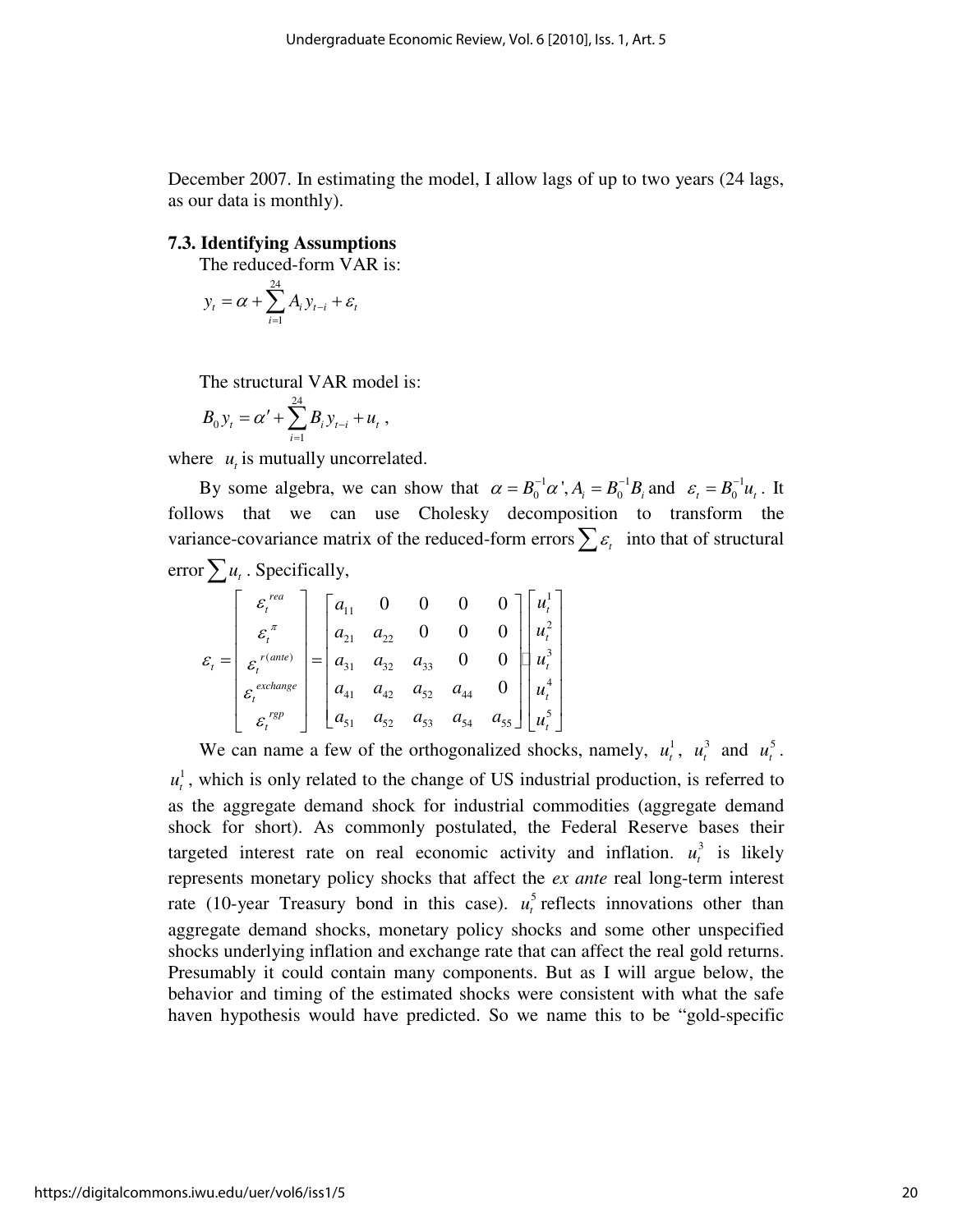December 2007. In estimating the model, I allow lags of up to two years (24 lags, as our data is monthly).

### 7.3. Identifying Assumptions

The reduced-form VAR is:

$$y_t = \alpha + \sum_{i=1}^{24} A_i y_{t-i} + \varepsilon_t$$

The structural VAR model is:

$$B_0 y_t = \alpha' + \sum_{i=1}^{24} B_i y_{t-i} + u_t \ ,$$

where $u_t$ is mutually uncorrelated.

By some algebra, we can show that $\alpha = B_0^{-1}\alpha', A_i = B_0^{-1}B_i$ and $\varepsilon_t = B_0^{-1}u_t$. It follows that we can use Cholesky decomposition to transform the variance-covariance matrix of the reduced-form errors $\sum \varepsilon_t$ into that of structural error $\sum u_t$. Specifically,

$$\varepsilon_t = \begin{bmatrix} \varepsilon_t^{rea} \\ \varepsilon_t^{\pi} \\ \varepsilon_t^{r(ante)} \\ \varepsilon_t^{exchange} \\ \varepsilon_t^{rgp} \end{bmatrix} = \begin{bmatrix} a_{11} & 0 & 0 & 0 & 0 \\ a_{21} & a_{22} & 0 & 0 & 0 \\ a_{31} & a_{32} & a_{33} & 0 & 0 \\ a_{41} & a_{42} & a_{52} & a_{44} & 0 \\ a_{51} & a_{52} & a_{53} & a_{54} & a_{55} \end{bmatrix} \begin{bmatrix} u_t^1 \\ u_t^2 \\ u_t^3 \\ u_t^4 \\ u_t^5 \end{bmatrix}$$

We can name a few of the orthogonalized shocks, namely, $u_t^1$, $u_t^3$ and $u_t^5$. $u_t^1$, which is only related to the change of US industrial production, is referred to as the aggregate demand shock for industrial commodities (aggregate demand shock for short). As commonly postulated, the Federal Reserve bases their targeted interest rate on real economic activity and inflation. $u_t^3$ is likely represents monetary policy shocks that affect the *ex ante* real long-term interest rate (10-year Treasury bond in this case). $u_t^5$ reflects innovations other than aggregate demand shocks, monetary policy shocks and some other unspecified shocks underlying inflation and exchange rate that can affect the real gold returns. Presumably it could contain many components. But as I will argue below, the behavior and timing of the estimated shocks were consistent with what the safe haven hypothesis would have predicted. So we name this to be "gold-specific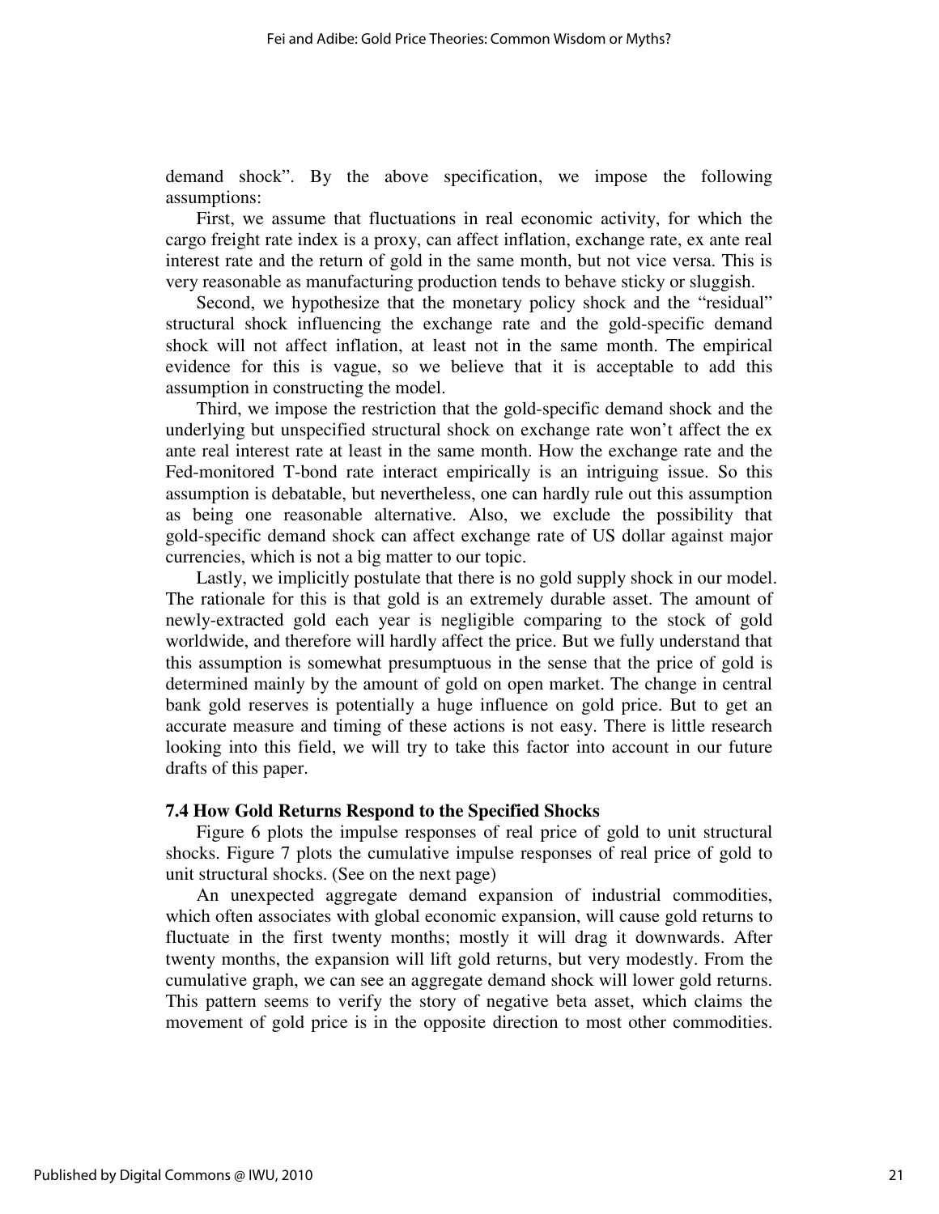demand shock". By the above specification, we impose the following assumptions:

First, we assume that fluctuations in real economic activity, for which the cargo freight rate index is a proxy, can affect inflation, exchange rate, ex ante real interest rate and the return of gold in the same month, but not vice versa. This is very reasonable as manufacturing production tends to behave sticky or sluggish.

Second, we hypothesize that the monetary policy shock and the "residual" structural shock influencing the exchange rate and the gold-specific demand shock will not affect inflation, at least not in the same month. The empirical evidence for this is vague, so we believe that it is acceptable to add this assumption in constructing the model.

Third, we impose the restriction that the gold-specific demand shock and the underlying but unspecified structural shock on exchange rate won't affect the ex ante real interest rate at least in the same month. How the exchange rate and the Fed-monitored T-bond rate interact empirically is an intriguing issue. So this assumption is debatable, but nevertheless, one can hardly rule out this assumption as being one reasonable alternative. Also, we exclude the possibility that gold-specific demand shock can affect exchange rate of US dollar against major currencies, which is not a big matter to our topic.

Lastly, we implicitly postulate that there is no gold supply shock in our model. The rationale for this is that gold is an extremely durable asset. The amount of newly-extracted gold each year is negligible comparing to the stock of gold worldwide, and therefore will hardly affect the price. But we fully understand that this assumption is somewhat presumptuous in the sense that the price of gold is determined mainly by the amount of gold on open market. The change in central bank gold reserves is potentially a huge influence on gold price. But to get an accurate measure and timing of these actions is not easy. There is little research looking into this field, we will try to take this factor into account in our future drafts of this paper.

### 7.4 How Gold Returns Respond to the Specified Shocks

Figure 6 plots the impulse responses of real price of gold to unit structural shocks. Figure 7 plots the cumulative impulse responses of real price of gold to unit structural shocks. (See on the next page)

An unexpected aggregate demand expansion of industrial commodities, which often associates with global economic expansion, will cause gold returns to fluctuate in the first twenty months; mostly it will drag it downwards. After twenty months, the expansion will lift gold returns, but very modestly. From the cumulative graph, we can see an aggregate demand shock will lower gold returns. This pattern seems to verify the story of negative beta asset, which claims the movement of gold price is in the opposite direction to most other commodities.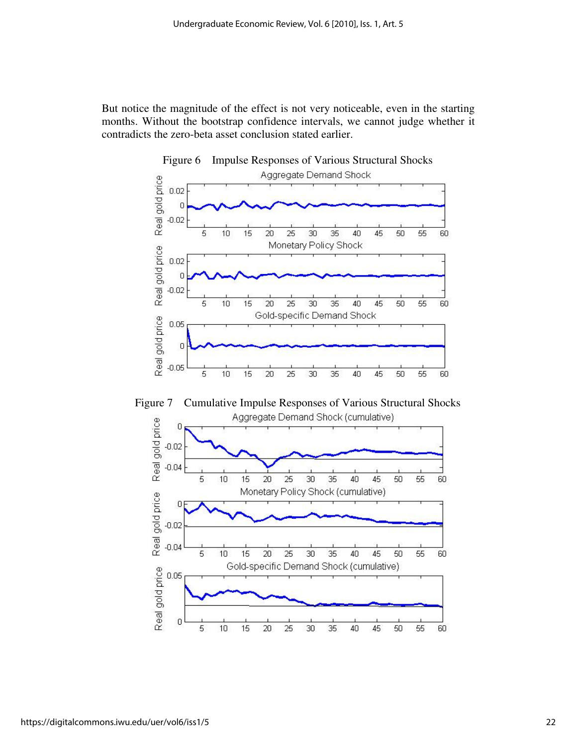But notice the magnitude of the effect is not very noticeable, even in the starting months. Without the bootstrap confidence intervals, we cannot judge whether it contradicts the zero-beta asset conclusion stated earlier.

Figure 6 Impulse Responses of Various Structural Shocks

Aggregate Demand Shock

Real gold price

0.02
0
-0.02

5 10 15 20 25 30 35 40 45 50 55 60

Monetary Policy Shock

Real gold price

0.02
0
-0.02

5 10 15 20 25 30 35 40 45 50 55 60

Gold-specific Demand Shock

Real gold price

0.05
0
-0.05

5 10 15 20 25 30 35 40 45 50 55 60

Figure 7 Cumulative Impulse Responses of Various Structural Shocks

Aggregate Demand Shock (cumulative)

Real gold price

0
-0.02
-0.04

5 10 15 20 25 30 35 40 45 50 55 60

Monetary Policy Shock (cumulative)

Real gold price

0
-0.02
-0.04

5 10 15 20 25 30 35 40 45 50 55 60

Gold-specific Demand Shock (cumulative)

Real gold price

0.05
0

5 10 15 20 25 30 35 40 45 50 55 60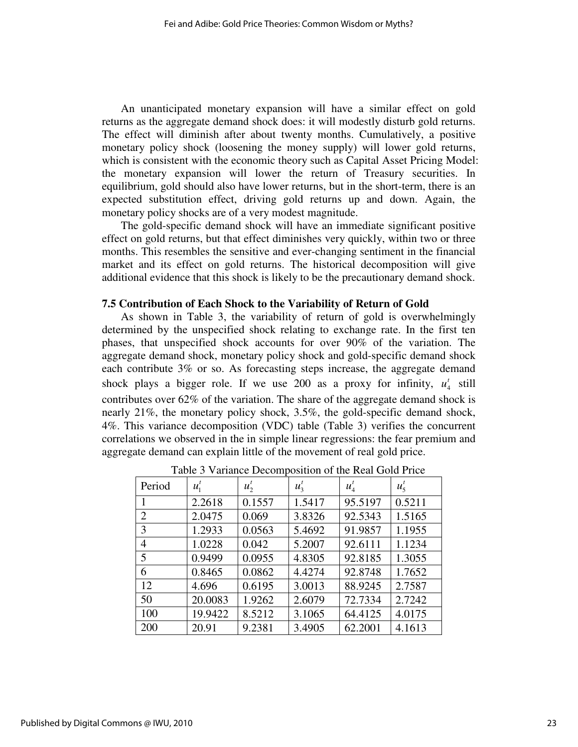An unanticipated monetary expansion will have a similar effect on gold returns as the aggregate demand shock does: it will modestly disturb gold returns. The effect will diminish after about twenty months. Cumulatively, a positive monetary policy shock (loosening the money supply) will lower gold returns, which is consistent with the economic theory such as Capital Asset Pricing Model: the monetary expansion will lower the return of Treasury securities. In equilibrium, gold should also have lower returns, but in the short-term, there is an expected substitution effect, driving gold returns up and down. Again, the monetary policy shocks are of a very modest magnitude.

The gold-specific demand shock will have an immediate significant positive effect on gold returns, but that effect diminishes very quickly, within two or three months. This resembles the sensitive and ever-changing sentiment in the financial market and its effect on gold returns. The historical decomposition will give additional evidence that this shock is likely to be the precautionary demand shock.

### 7.5 Contribution of Each Shock to the Variability of Return of Gold

As shown in Table 3, the variability of return of gold is overwhelmingly determined by the unspecified shock relating to exchange rate. In the first ten phases, that unspecified shock accounts for over 90% of the variation. The aggregate demand shock, monetary policy shock and gold-specific demand shock each contribute 3% or so. As forecasting steps increase, the aggregate demand shock plays a bigger role. If we use 200 as a proxy for infinity, $u_4^t$ still contributes over 62% of the variation. The share of the aggregate demand shock is nearly 21%, the monetary policy shock, 3.5%, the gold-specific demand shock, 4%. This variance decomposition (VDC) table (Table 3) verifies the concurrent correlations we observed in the in simple linear regressions: the fear premium and aggregate demand can explain little of the movement of real gold price.

Table 3 Variance Decomposition of the Real Gold Price

| Period | $u_1^t$ | $u_2^t$ | $u_3^t$ | $u_4^t$ | $u_5^t$ |
|---|---|---|---|---|---|
| 1 | 2.2618 | 0.1557 | 1.5417 | 95.5197 | 0.5211 |
| 2 | 2.0475 | 0.069 | 3.8326 | 92.5343 | 1.5165 |
| 3 | 1.2933 | 0.0563 | 5.4692 | 91.9857 | 1.1955 |
| 4 | 1.0228 | 0.042 | 5.2007 | 92.6111 | 1.1234 |
| 5 | 0.9499 | 0.0955 | 4.8305 | 92.8185 | 1.3055 |
| 6 | 0.8465 | 0.0862 | 4.4274 | 92.8748 | 1.7652 |
| 12 | 4.696 | 0.6195 | 3.0013 | 88.9245 | 2.7587 |
| 50 | 20.0083 | 1.9262 | 2.6079 | 72.7334 | 2.7242 |
| 100 | 19.9422 | 8.5212 | 3.1065 | 64.4125 | 4.0175 |
| 200 | 20.91 | 9.2381 | 3.4905 | 62.2001 | 4.1613 |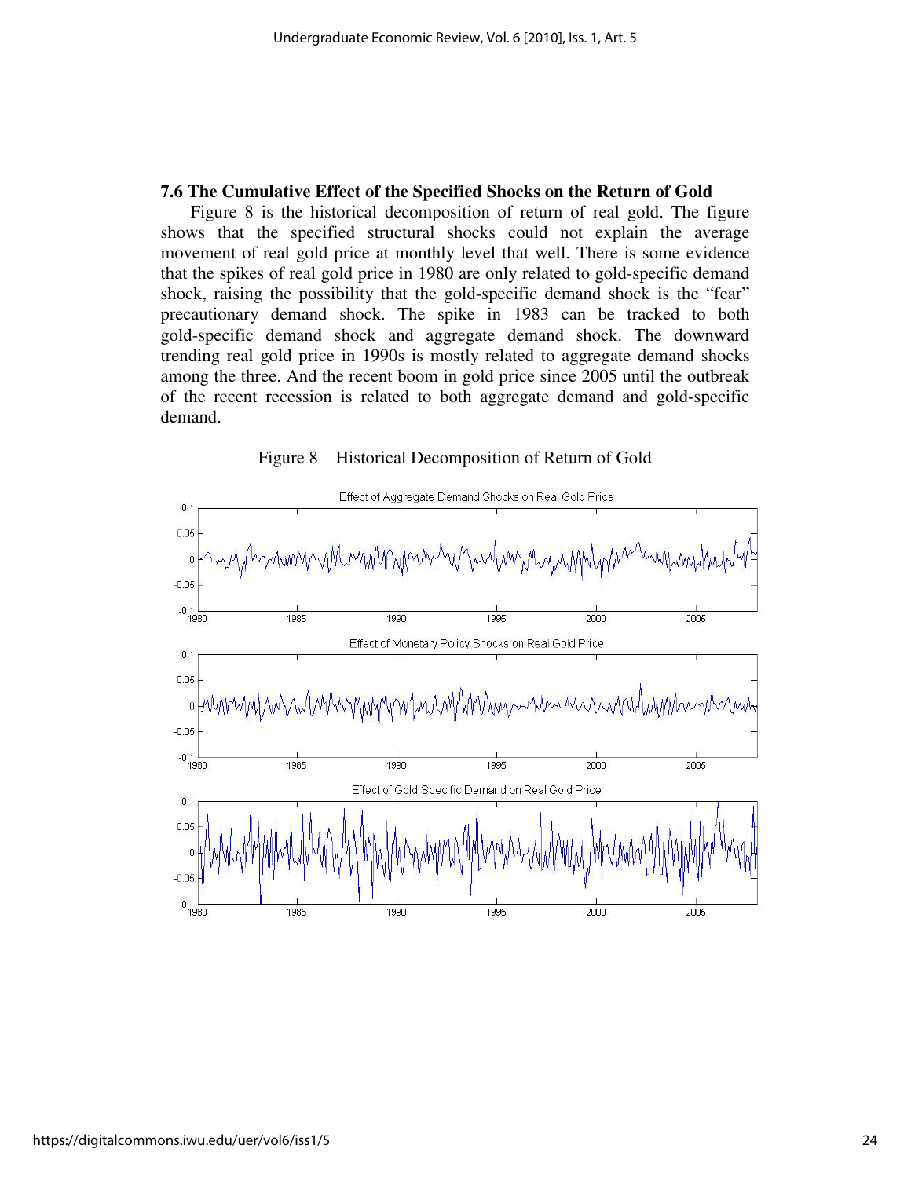### 7.6 The Cumulative Effect of the Specified Shocks on the Return of Gold

Figure 8 is the historical decomposition of return of real gold. The figure shows that the specified structural shocks could not explain the average movement of real gold price at monthly level that well. There is some evidence that the spikes of real gold price in 1980 are only related to gold-specific demand shock, raising the possibility that the gold-specific demand shock is the "fear" precautionary demand shock. The spike in 1983 can be tracked to both gold-specific demand shock and aggregate demand shock. The downward trending real gold price in 1990s is mostly related to aggregate demand shocks among the three. And the recent boom in gold price since 2005 until the outbreak of the recent recession is related to both aggregate demand and gold-specific demand.

Figure 8 Historical Decomposition of Return of Gold

Effect of Aggregate Demand Shocks on Real Gold Price

0.1
0.05
0
-0.05
-0.1
1980 1985 1990 1995 2000 2005

Effect of Monetary Policy Shocks on Real Gold Price

0.1
0.05
0
-0.05
-0.1
1980 1985 1990 1995 2000 2005

Effect of Gold-Specific Demand on Real Gold Price

0.1
0.05
0
-0.05
-0.1
1980 1985 1990 1995 2000 2005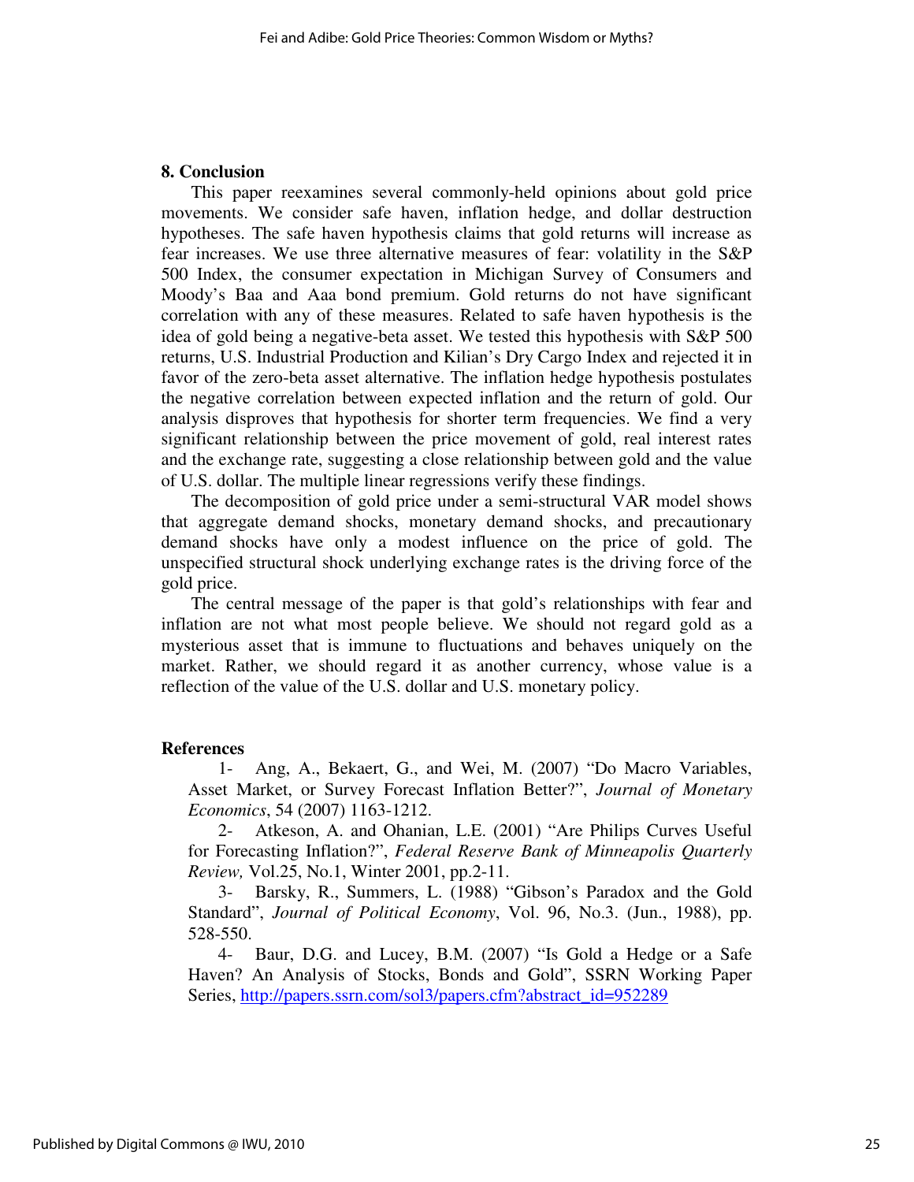## 8. Conclusion

This paper reexamines several commonly-held opinions about gold price movements. We consider safe haven, inflation hedge, and dollar destruction hypotheses. The safe haven hypothesis claims that gold returns will increase as fear increases. We use three alternative measures of fear: volatility in the S&P 500 Index, the consumer expectation in Michigan Survey of Consumers and Moody's Baa and Aaa bond premium. Gold returns do not have significant correlation with any of these measures. Related to safe haven hypothesis is the idea of gold being a negative-beta asset. We tested this hypothesis with S&P 500 returns, U.S. Industrial Production and Kilian's Dry Cargo Index and rejected it in favor of the zero-beta asset alternative. The inflation hedge hypothesis postulates the negative correlation between expected inflation and the return of gold. Our analysis disproves that hypothesis for shorter term frequencies. We find a very significant relationship between the price movement of gold, real interest rates and the exchange rate, suggesting a close relationship between gold and the value of U.S. dollar. The multiple linear regressions verify these findings.

The decomposition of gold price under a semi-structural VAR model shows that aggregate demand shocks, monetary demand shocks, and precautionary demand shocks have only a modest influence on the price of gold. The unspecified structural shock underlying exchange rates is the driving force of the gold price.

The central message of the paper is that gold's relationships with fear and inflation are not what most people believe. We should not regard gold as a mysterious asset that is immune to fluctuations and behaves uniquely on the market. Rather, we should regard it as another currency, whose value is a reflection of the value of the U.S. dollar and U.S. monetary policy.

## References

1- Ang, A., Bekaert, G., and Wei, M. (2007) "Do Macro Variables, Asset Market, or Survey Forecast Inflation Better?", *Journal of Monetary Economics*, 54 (2007) 1163-1212.

2- Atkeson, A. and Ohanian, L.E. (2001) "Are Philips Curves Useful for Forecasting Inflation?", *Federal Reserve Bank of Minneapolis Quarterly Review,* Vol.25, No.1, Winter 2001, pp.2-11.

3- Barsky, R., Summers, L. (1988) "Gibson's Paradox and the Gold Standard", *Journal of Political Economy*, Vol. 96, No.3. (Jun., 1988), pp. 528-550.

4- Baur, D.G. and Lucey, B.M. (2007) "Is Gold a Hedge or a Safe Haven? An Analysis of Stocks, Bonds and Gold", SSRN Working Paper Series, http://papers.ssrn.com/sol3/papers.cfm?abstract_id=952289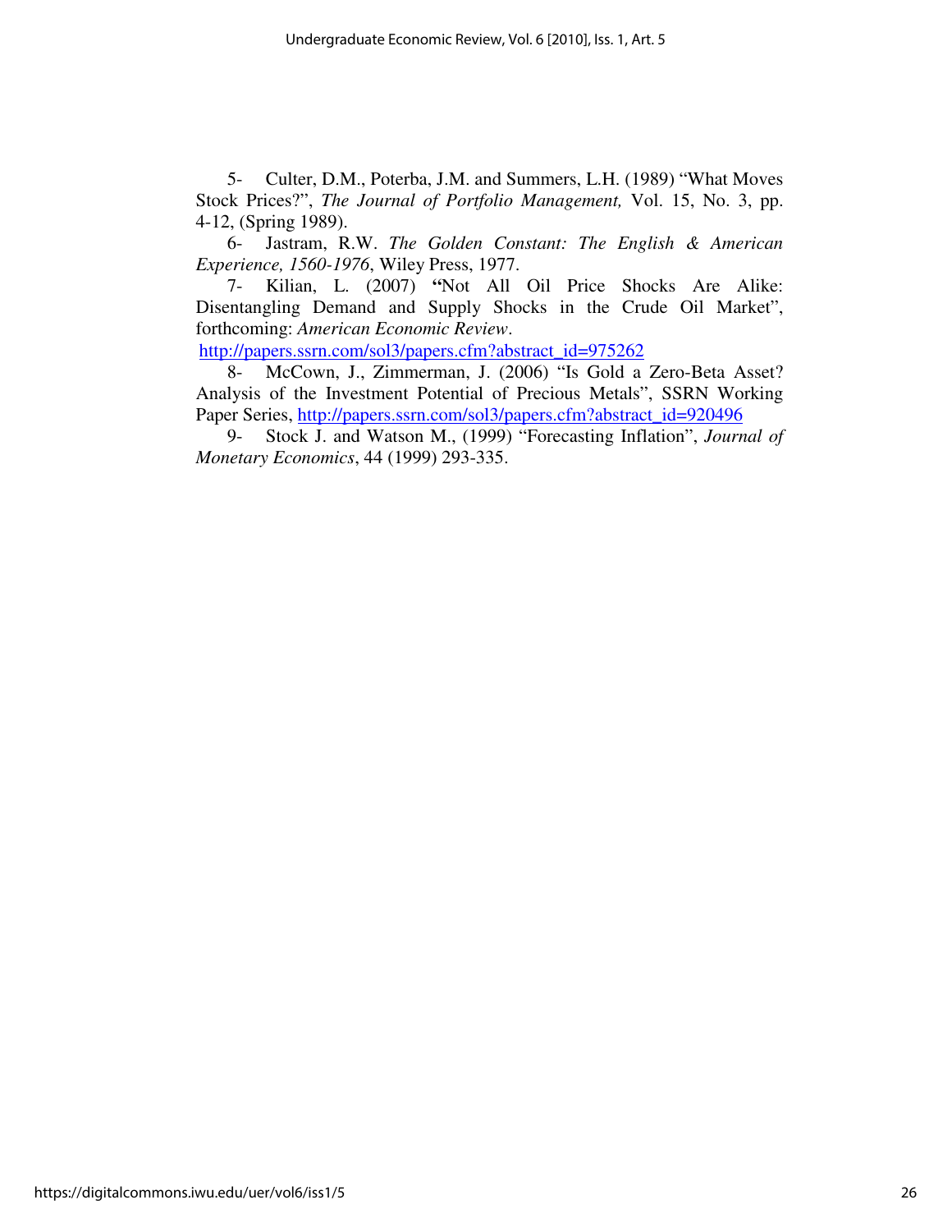5- Culter, D.M., Poterba, J.M. and Summers, L.H. (1989) "What Moves Stock Prices?", *The Journal of Portfolio Management,* Vol. 15, No. 3, pp. 4-12, (Spring 1989).

6- Jastram, R.W. *The Golden Constant: The English & American Experience, 1560-1976*, Wiley Press, 1977.

7- Kilian, L. (2007) **"**Not All Oil Price Shocks Are Alike: Disentangling Demand and Supply Shocks in the Crude Oil Market", forthcoming: *American Economic Review*. http://papers.ssrn.com/sol3/papers.cfm?abstract_id=975262

8- McCown, J., Zimmerman, J. (2006) "Is Gold a Zero-Beta Asset? Analysis of the Investment Potential of Precious Metals", SSRN Working Paper Series, http://papers.ssrn.com/sol3/papers.cfm?abstract_id=920496

9- Stock J. and Watson M., (1999) "Forecasting Inflation", *Journal of Monetary Economics*, 44 (1999) 293-335.